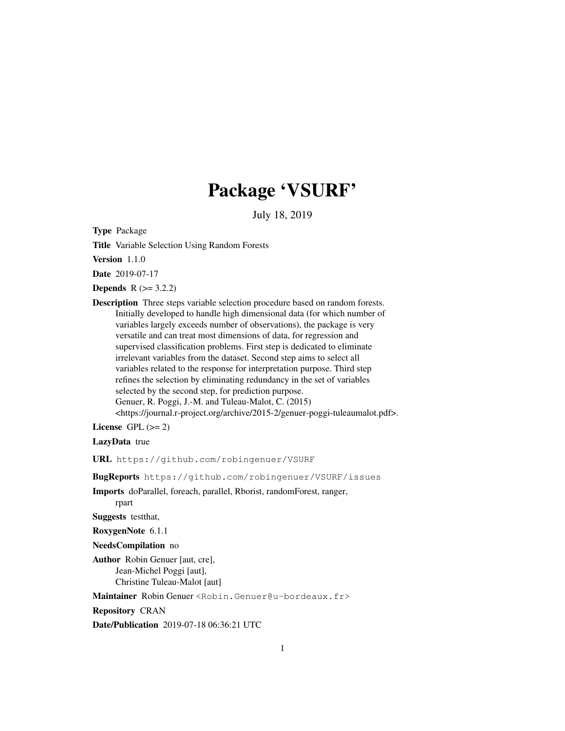# Package ‘VSURF’

July 18, 2019

**Type** Package

**Title** Variable Selection Using Random Forests

**Version** 1.1.0

**Date** 2019-07-17

**Depends** R (>= 3.2.2)

**Description** Three steps variable selection procedure based on random forests. Initially developed to handle high dimensional data (for which number of variables largely exceeds number of observations), the package is very versatile and can treat most dimensions of data, for regression and supervised classification problems. First step is dedicated to eliminate irrelevant variables from the dataset. Second step aims to select all variables related to the response for interpretation purpose. Third step refines the selection by eliminating redundancy in the set of variables selected by the second step, for prediction purpose. Genuer, R. Poggi, J.-M. and Tuleau-Malot, C. (2015) <https://journal.r-project.org/archive/2015-2/genuer-poggi-tuleaumalot.pdf>.

**License** GPL (>= 2)

**LazyData** true

**URL** `https://github.com/robingenuer/VSURF`

**BugReports** `https://github.com/robingenuer/VSURF/issues`

**Imports** doParallel, foreach, parallel, Rborist, randomForest, ranger, rpart

**Suggests** testthat,

**RoxygenNote** 6.1.1

**NeedsCompilation** no

**Author** Robin Genuer [aut, cre], Jean-Michel Poggi [aut], Christine Tuleau-Malot [aut]

**Maintainer** Robin Genuer `<Robin.Genuer@u-bordeaux.fr>`

**Repository** CRAN

**Date/Publication** 2019-07-18 06:36:21 UTC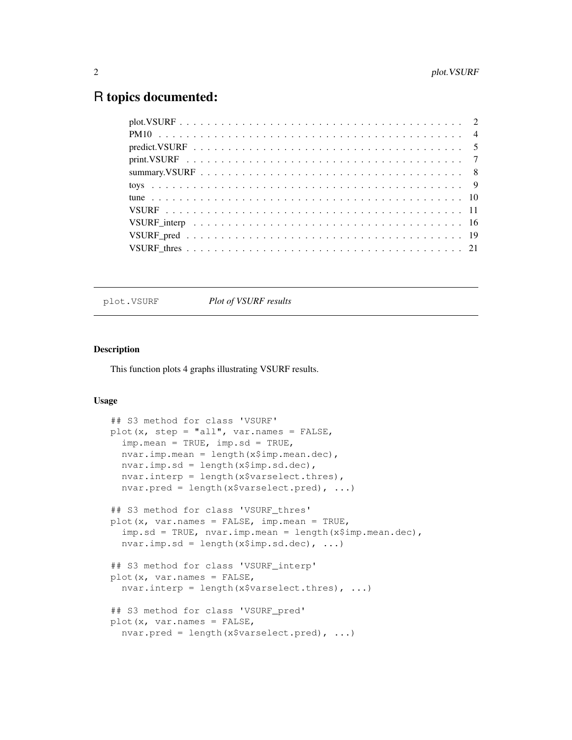# R topics documented:

plot.VSURF . . . . . . . . . . . . . . . . . . . . . . . . . . . . . . . . . . . . . . . . . . 2
PM10 . . . . . . . . . . . . . . . . . . . . . . . . . . . . . . . . . . . . . . . . . . . . . 4
predict.VSURF . . . . . . . . . . . . . . . . . . . . . . . . . . . . . . . . . . . . . . . . 5
print.VSURF . . . . . . . . . . . . . . . . . . . . . . . . . . . . . . . . . . . . . . . . . 7
summary.VSURF . . . . . . . . . . . . . . . . . . . . . . . . . . . . . . . . . . . . . . . 8
toys . . . . . . . . . . . . . . . . . . . . . . . . . . . . . . . . . . . . . . . . . . . . . 9
tune . . . . . . . . . . . . . . . . . . . . . . . . . . . . . . . . . . . . . . . . . . . . . 10
VSURF . . . . . . . . . . . . . . . . . . . . . . . . . . . . . . . . . . . . . . . . . . . . 11
VSURF_interp . . . . . . . . . . . . . . . . . . . . . . . . . . . . . . . . . . . . . . . . 16
VSURF_pred . . . . . . . . . . . . . . . . . . . . . . . . . . . . . . . . . . . . . . . . . 19
VSURF_thres . . . . . . . . . . . . . . . . . . . . . . . . . . . . . . . . . . . . . . . . . 21

---

## plot.VSURF — *Plot of VSURF results*

### Description

This function plots 4 graphs illustrating VSURF results.

### Usage

```
## S3 method for class 'VSURF'
plot(x, step = "all", var.names = FALSE,
  imp.mean = TRUE, imp.sd = TRUE,
  nvar.imp.mean = length(x$imp.mean.dec),
  nvar.imp.sd = length(x$imp.sd.dec),
  nvar.interp = length(x$varselect.thres),
  nvar.pred = length(x$varselect.pred), ...)

## S3 method for class 'VSURF_thres'
plot(x, var.names = FALSE, imp.mean = TRUE,
  imp.sd = TRUE, nvar.imp.mean = length(x$imp.mean.dec),
  nvar.imp.sd = length(x$imp.sd.dec), ...)

## S3 method for class 'VSURF_interp'
plot(x, var.names = FALSE,
  nvar.interp = length(x$varselect.thres), ...)

## S3 method for class 'VSURF_pred'
plot(x, var.names = FALSE,
  nvar.pred = length(x$varselect.pred), ...)
```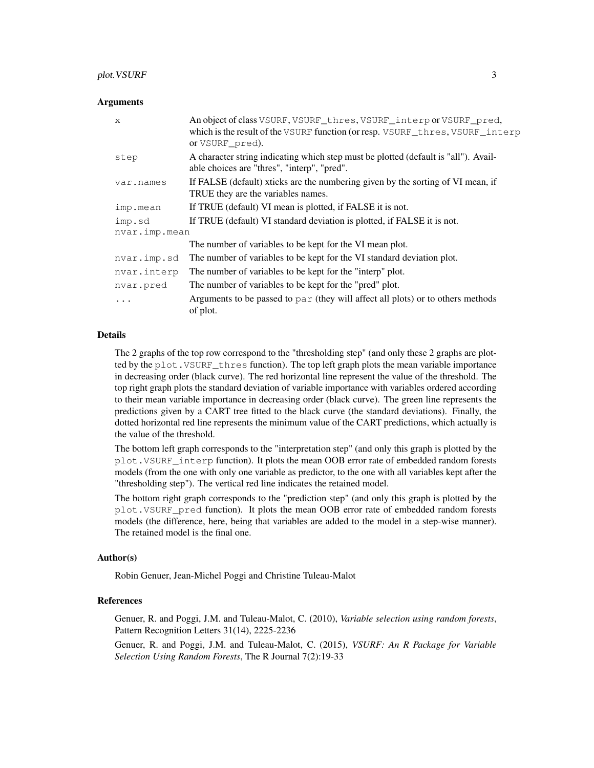### Arguments

| | |
|---|---|
| `x` | An object of class `VSURF`, `VSURF_thres`, `VSURF_interp` or `VSURF_pred`, which is the result of the `VSURF` function (or resp. `VSURF_thres`, `VSURF_interp` or `VSURF_pred`). |
| `step` | A character string indicating which step must be plotted (default is "all"). Available choices are "thres", "interp", "pred". |
| `var.names` | If FALSE (default) xticks are the numbering given by the sorting of VI mean, if TRUE they are the variables names. |
| `imp.mean` | If TRUE (default) VI mean is plotted, if FALSE it is not. |
| `imp.sd` | If TRUE (default) VI standard deviation is plotted, if FALSE it is not. |
| `nvar.imp.mean` | The number of variables to be kept for the VI mean plot. |
| `nvar.imp.sd` | The number of variables to be kept for the VI standard deviation plot. |
| `nvar.interp` | The number of variables to be kept for the "interp" plot. |
| `nvar.pred` | The number of variables to be kept for the "pred" plot. |
| `...` | Arguments to be passed to `par` (they will affect all plots) or to others methods of plot. |

### Details

The 2 graphs of the top row correspond to the "thresholding step" (and only these 2 graphs are plotted by the `plot.VSURF_thres` function). The top left graph plots the mean variable importance in decreasing order (black curve). The red horizontal line represent the value of the threshold. The top right graph plots the standard deviation of variable importance with variables ordered according to their mean variable importance in decreasing order (black curve). The green line represents the predictions given by a CART tree fitted to the black curve (the standard deviations). Finally, the dotted horizontal red line represents the minimum value of the CART predictions, which actually is the value of the threshold.

The bottom left graph corresponds to the "interpretation step" (and only this graph is plotted by the `plot.VSURF_interp` function). It plots the mean OOB error rate of embedded random forests models (from the one with only one variable as predictor, to the one with all variables kept after the "thresholding step"). The vertical red line indicates the retained model.

The bottom right graph corresponds to the "prediction step" (and only this graph is plotted by the `plot.VSURF_pred` function). It plots the mean OOB error rate of embedded random forests models (the difference, here, being that variables are added to the model in a step-wise manner). The retained model is the final one.

### Author(s)

Robin Genuer, Jean-Michel Poggi and Christine Tuleau-Malot

### References

Genuer, R. and Poggi, J.M. and Tuleau-Malot, C. (2010), *Variable selection using random forests*, Pattern Recognition Letters 31(14), 2225-2236

Genuer, R. and Poggi, J.M. and Tuleau-Malot, C. (2015), *VSURF: An R Package for Variable Selection Using Random Forests*, The R Journal 7(2):19-33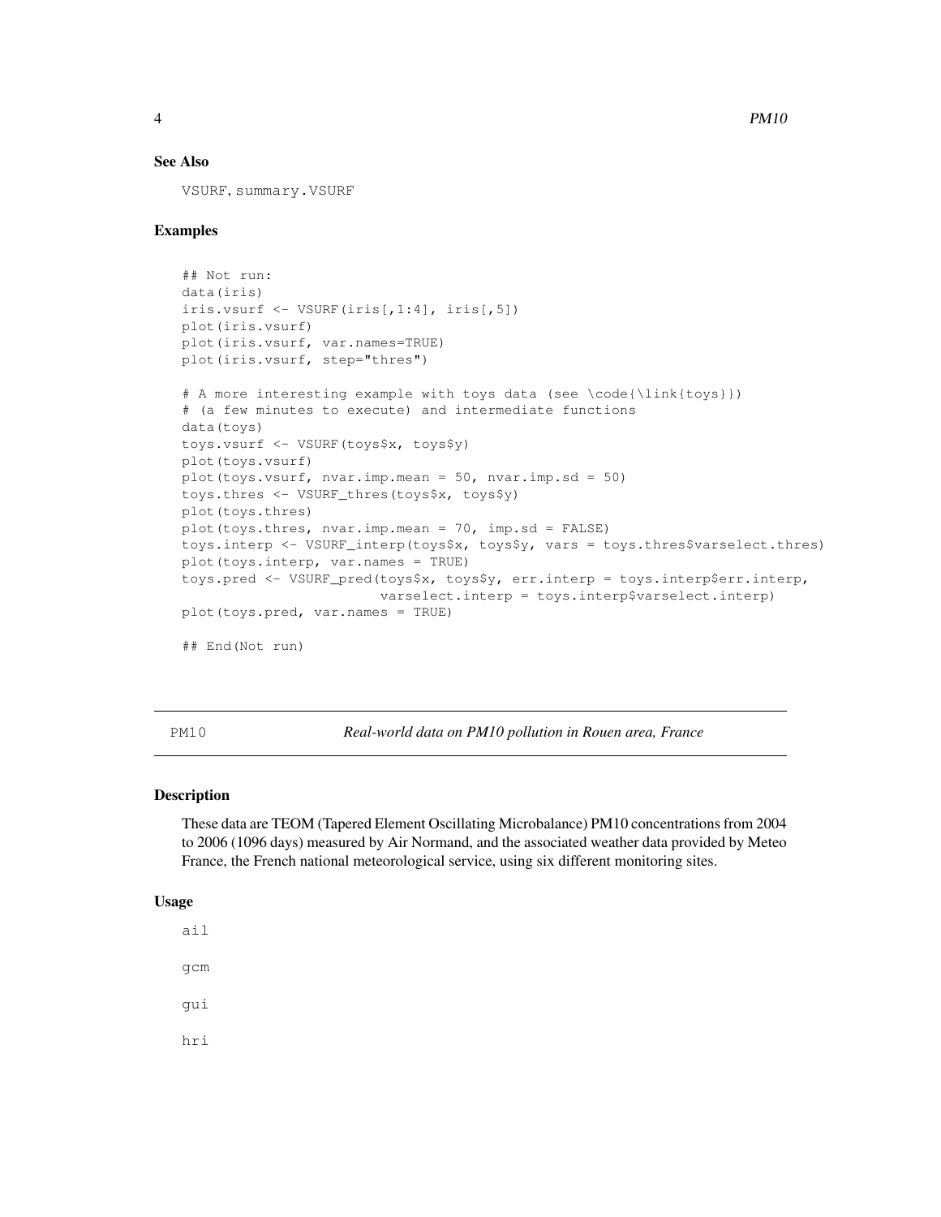## See Also

VSURF, summary.VSURF

## Examples

```
## Not run:
data(iris)
iris.vsurf <- VSURF(iris[,1:4], iris[,5])
plot(iris.vsurf)
plot(iris.vsurf, var.names=TRUE)
plot(iris.vsurf, step="thres")

# A more interesting example with toys data (see \code{\link{toys}})
# (a few minutes to execute) and intermediate functions
data(toys)
toys.vsurf <- VSURF(toys$x, toys$y)
plot(toys.vsurf)
plot(toys.vsurf, nvar.imp.mean = 50, nvar.imp.sd = 50)
toys.thres <- VSURF_thres(toys$x, toys$y)
plot(toys.thres)
plot(toys.thres, nvar.imp.mean = 70, imp.sd = FALSE)
toys.interp <- VSURF_interp(toys$x, toys$y, vars = toys.thres$varselect.thres)
plot(toys.interp, var.names = TRUE)
toys.pred <- VSURF_pred(toys$x, toys$y, err.interp = toys.interp$err.interp,
                        varselect.interp = toys.interp$varselect.interp)
plot(toys.pred, var.names = TRUE)

## End(Not run)
```

---

# PM10 — *Real-world data on PM10 pollution in Rouen area, France*

---

## Description

These data are TEOM (Tapered Element Oscillating Microbalance) PM10 concentrations from 2004 to 2006 (1096 days) measured by Air Normand, and the associated weather data provided by Meteo France, the French national meteorological service, using six different monitoring sites.

## Usage

```
ail

gcm

gui

hri
```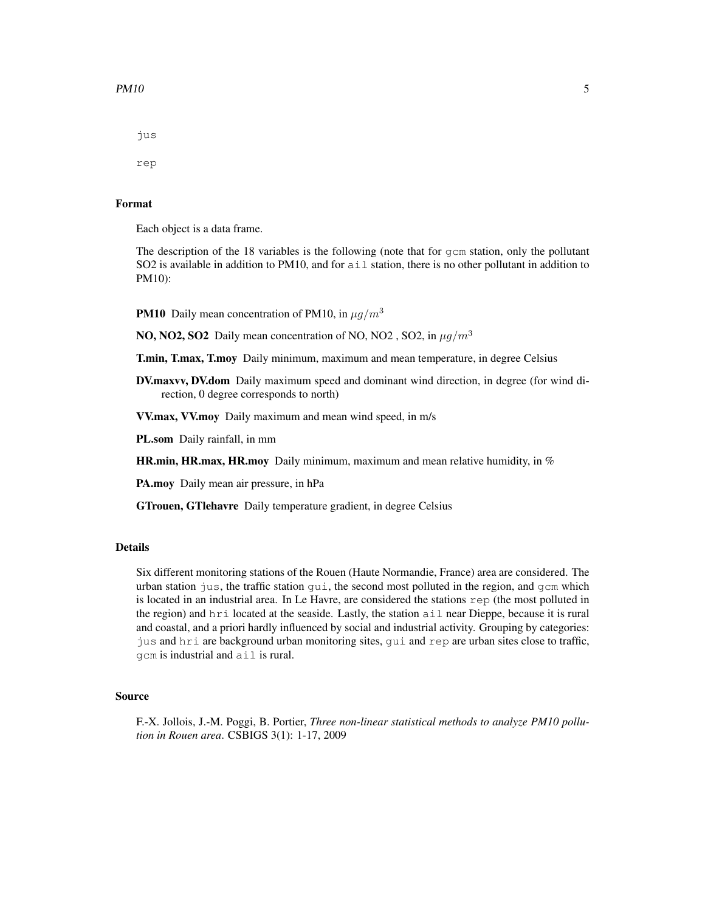```
jus
rep
```

## Format

Each object is a data frame.

The description of the 18 variables is the following (note that for `gcm` station, only the pollutant SO2 is available in addition to PM10, and for `ail` station, there is no other pollutant in addition to PM10):

**PM10** Daily mean concentration of PM10, in $\mu g/m^3$

**NO, NO2, SO2** Daily mean concentration of NO, NO2 , SO2, in $\mu g/m^3$

**T.min, T.max, T.moy** Daily minimum, maximum and mean temperature, in degree Celsius

**DV.maxvv, DV.dom** Daily maximum speed and dominant wind direction, in degree (for wind direction, 0 degree corresponds to north)

**VV.max, VV.moy** Daily maximum and mean wind speed, in m/s

**PL.som** Daily rainfall, in mm

**HR.min, HR.max, HR.moy** Daily minimum, maximum and mean relative humidity, in %

**PA.moy** Daily mean air pressure, in hPa

**GTrouen, GTlehavre** Daily temperature gradient, in degree Celsius

## Details

Six different monitoring stations of the Rouen (Haute Normandie, France) area are considered. The urban station `jus`, the traffic station `gui`, the second most polluted in the region, and `gcm` which is located in an industrial area. In Le Havre, are considered the stations `rep` (the most polluted in the region) and `hri` located at the seaside. Lastly, the station `ail` near Dieppe, because it is rural and coastal, and a priori hardly influenced by social and industrial activity. Grouping by categories: `jus` and `hri` are background urban monitoring sites, `gui` and `rep` are urban sites close to traffic, `gcm` is industrial and `ail` is rural.

## Source

F.-X. Jollois, J.-M. Poggi, B. Portier, *Three non-linear statistical methods to analyze PM10 pollution in Rouen area*. CSBIGS 3(1): 1-17, 2009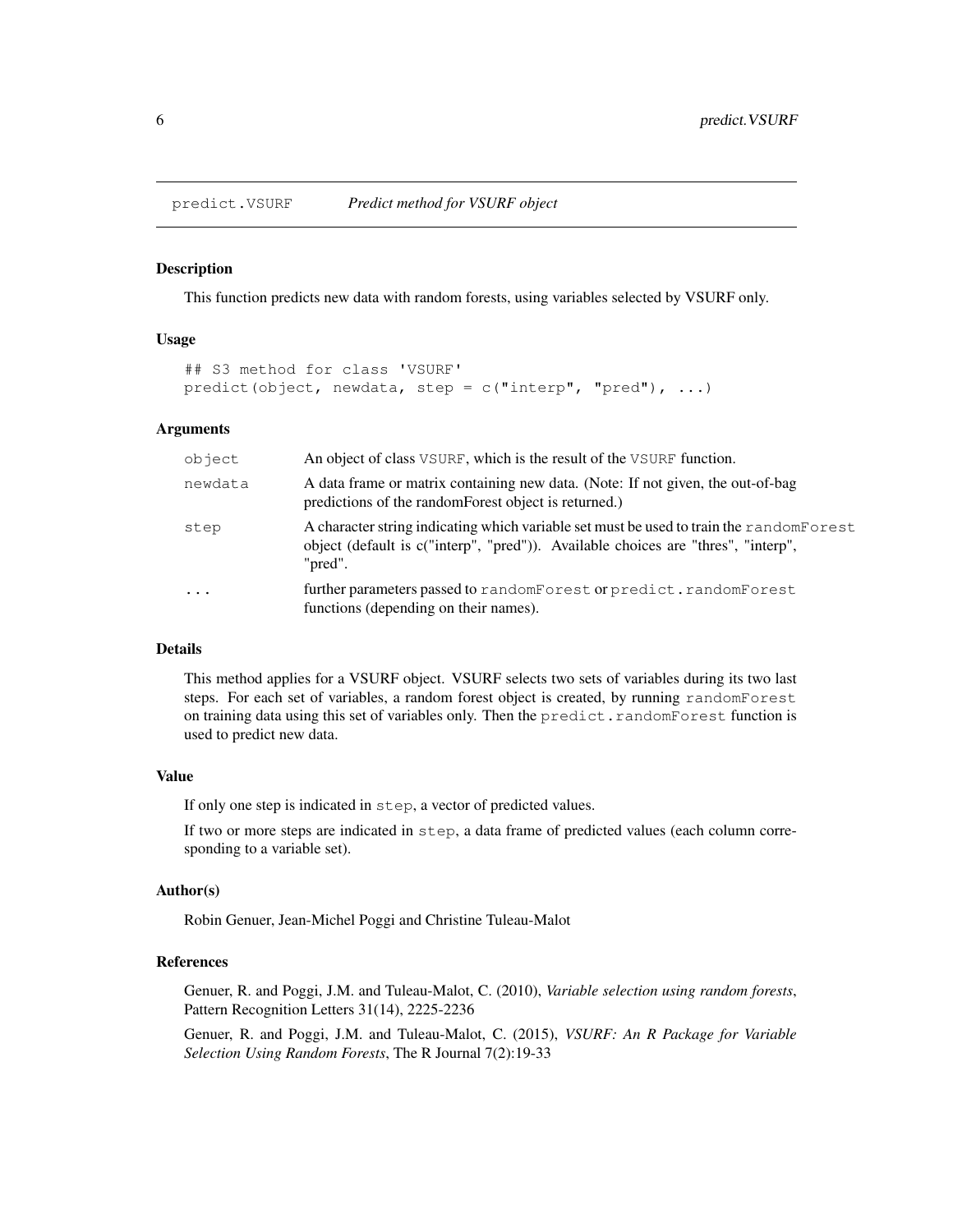predict.VSURF *Predict method for VSURF object*

## Description

This function predicts new data with random forests, using variables selected by VSURF only.

## Usage

```
## S3 method for class 'VSURF'
predict(object, newdata, step = c("interp", "pred"), ...)
```

## Arguments

| | |
|---|---|
| object | An object of class VSURF, which is the result of the VSURF function. |
| newdata | A data frame or matrix containing new data. (Note: If not given, the out-of-bag predictions of the randomForest object is returned.) |
| step | A character string indicating which variable set must be used to train the randomForest object (default is c("interp", "pred")). Available choices are "thres", "interp", "pred". |
| ... | further parameters passed to randomForest or predict.randomForest functions (depending on their names). |

## Details

This method applies for a VSURF object. VSURF selects two sets of variables during its two last steps. For each set of variables, a random forest object is created, by running randomForest on training data using this set of variables only. Then the predict.randomForest function is used to predict new data.

## Value

If only one step is indicated in step, a vector of predicted values.

If two or more steps are indicated in step, a data frame of predicted values (each column corresponding to a variable set).

## Author(s)

Robin Genuer, Jean-Michel Poggi and Christine Tuleau-Malot

## References

Genuer, R. and Poggi, J.M. and Tuleau-Malot, C. (2010), *Variable selection using random forests*, Pattern Recognition Letters 31(14), 2225-2236

Genuer, R. and Poggi, J.M. and Tuleau-Malot, C. (2015), *VSURF: An R Package for Variable Selection Using Random Forests*, The R Journal 7(2):19-33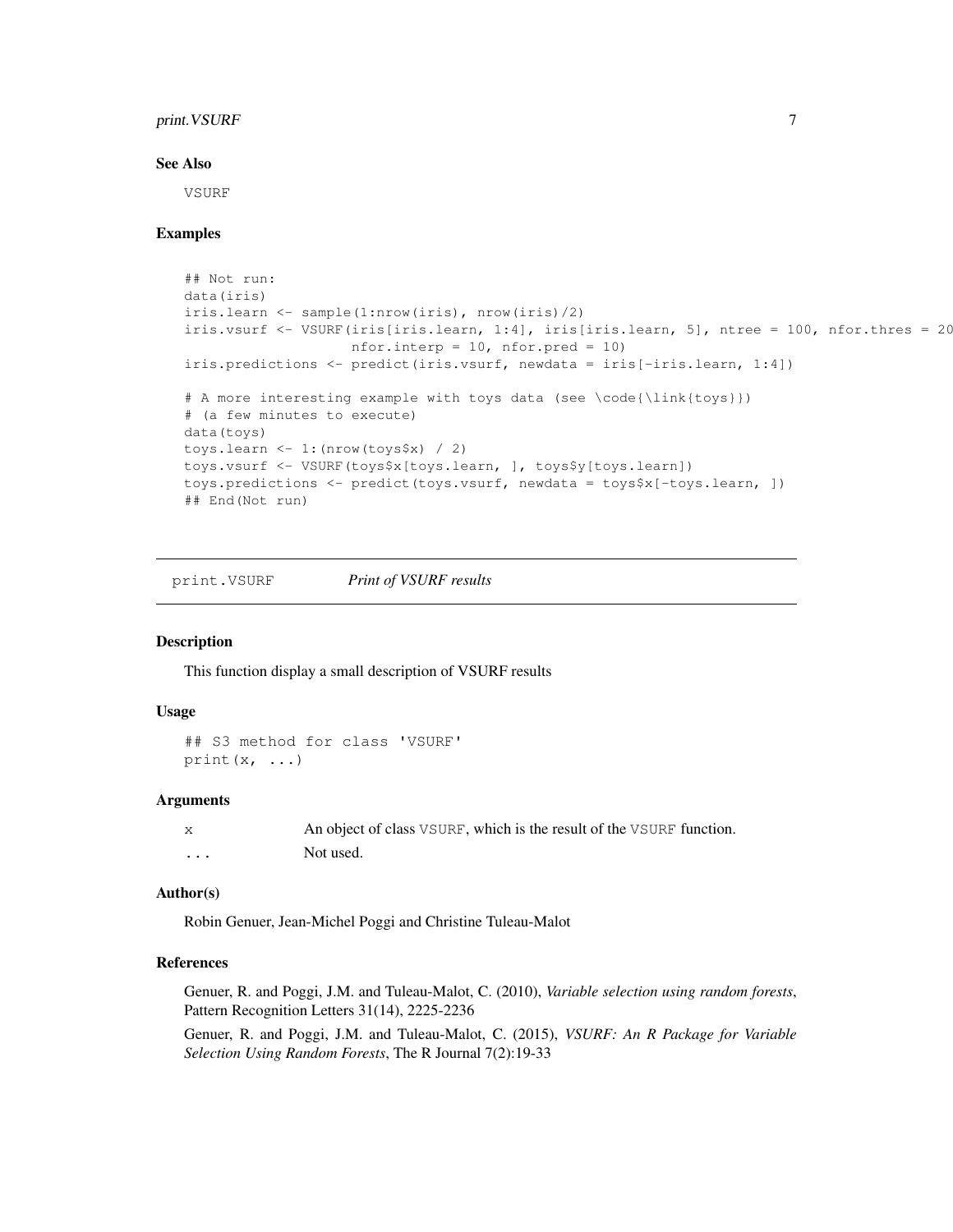## See Also

VSURF

## Examples

```
## Not run:
data(iris)
iris.learn <- sample(1:nrow(iris), nrow(iris)/2)
iris.vsurf <- VSURF(iris[iris.learn, 1:4], iris[iris.learn, 5], ntree = 100, nfor.thres = 20
                    nfor.interp = 10, nfor.pred = 10)
iris.predictions <- predict(iris.vsurf, newdata = iris[-iris.learn, 1:4])

# A more interesting example with toys data (see \code{\link{toys}})
# (a few minutes to execute)
data(toys)
toys.learn <- 1:(nrow(toys$x) / 2)
toys.vsurf <- VSURF(toys$x[toys.learn, ], toys$y[toys.learn])
toys.predictions <- predict(toys.vsurf, newdata = toys$x[-toys.learn, ])
## End(Not run)
```

# print.VSURF — *Print of VSURF results*

## Description

This function display a small description of VSURF results

## Usage

```
## S3 method for class 'VSURF'
print(x, ...)
```

## Arguments

| | |
|---|---|
| x | An object of class VSURF, which is the result of the VSURF function. |
| ... | Not used. |

## Author(s)

Robin Genuer, Jean-Michel Poggi and Christine Tuleau-Malot

## References

Genuer, R. and Poggi, J.M. and Tuleau-Malot, C. (2010), *Variable selection using random forests*, Pattern Recognition Letters 31(14), 2225-2236

Genuer, R. and Poggi, J.M. and Tuleau-Malot, C. (2015), *VSURF: An R Package for Variable Selection Using Random Forests*, The R Journal 7(2):19-33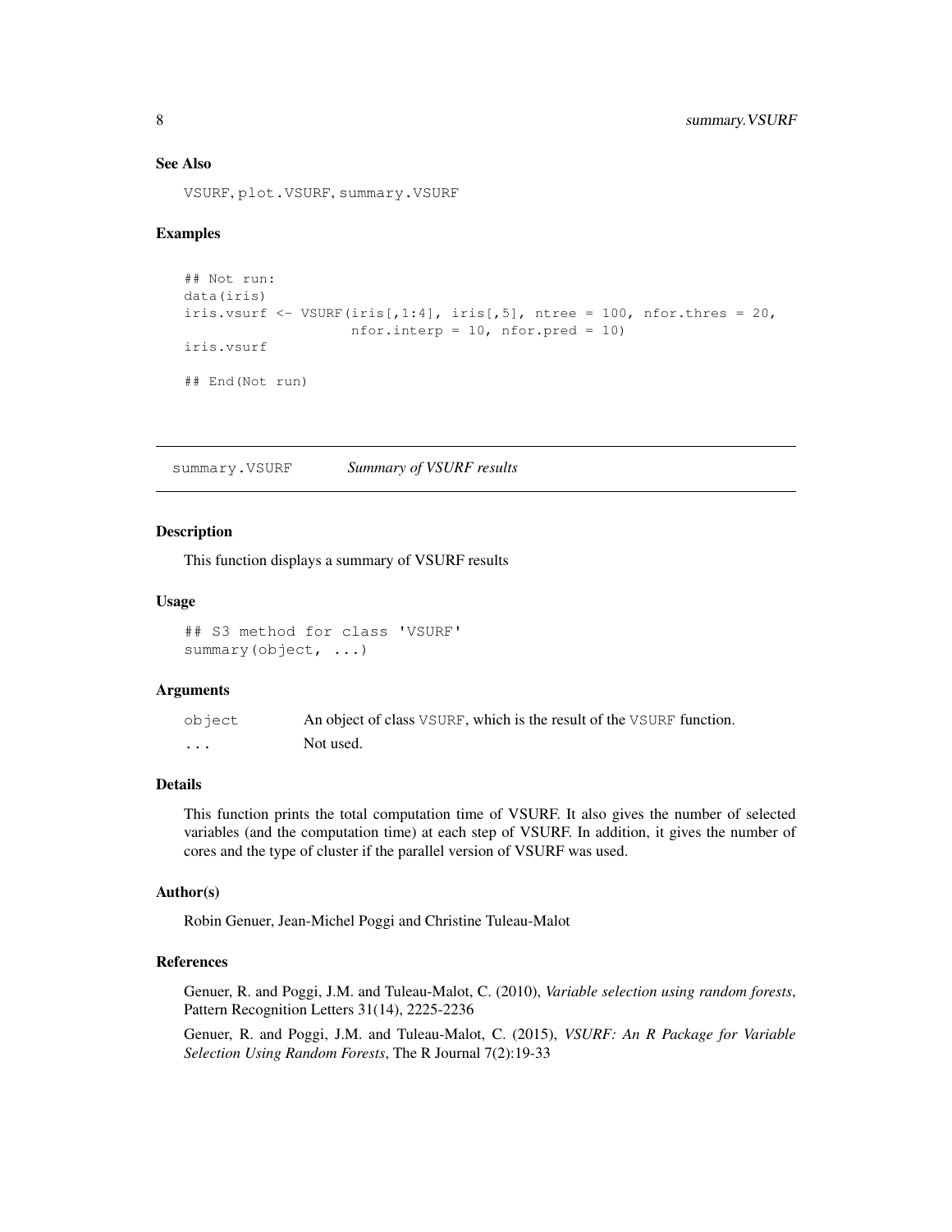### See Also

VSURF, plot.VSURF, summary.VSURF

### Examples

```
## Not run:
data(iris)
iris.vsurf <- VSURF(iris[,1:4], iris[,5], ntree = 100, nfor.thres = 20,
                    nfor.interp = 10, nfor.pred = 10)
iris.vsurf

## End(Not run)
```

---

## summary.VSURF *Summary of VSURF results*

---

### Description

This function displays a summary of VSURF results

### Usage

```
## S3 method for class 'VSURF'
summary(object, ...)
```

### Arguments

| | |
|---|---|
| object | An object of class VSURF, which is the result of the VSURF function. |
| ... | Not used. |

### Details

This function prints the total computation time of VSURF. It also gives the number of selected variables (and the computation time) at each step of VSURF. In addition, it gives the number of cores and the type of cluster if the parallel version of VSURF was used.

### Author(s)

Robin Genuer, Jean-Michel Poggi and Christine Tuleau-Malot

### References

Genuer, R. and Poggi, J.M. and Tuleau-Malot, C. (2010), *Variable selection using random forests*, Pattern Recognition Letters 31(14), 2225-2236

Genuer, R. and Poggi, J.M. and Tuleau-Malot, C. (2015), *VSURF: An R Package for Variable Selection Using Random Forests*, The R Journal 7(2):19-33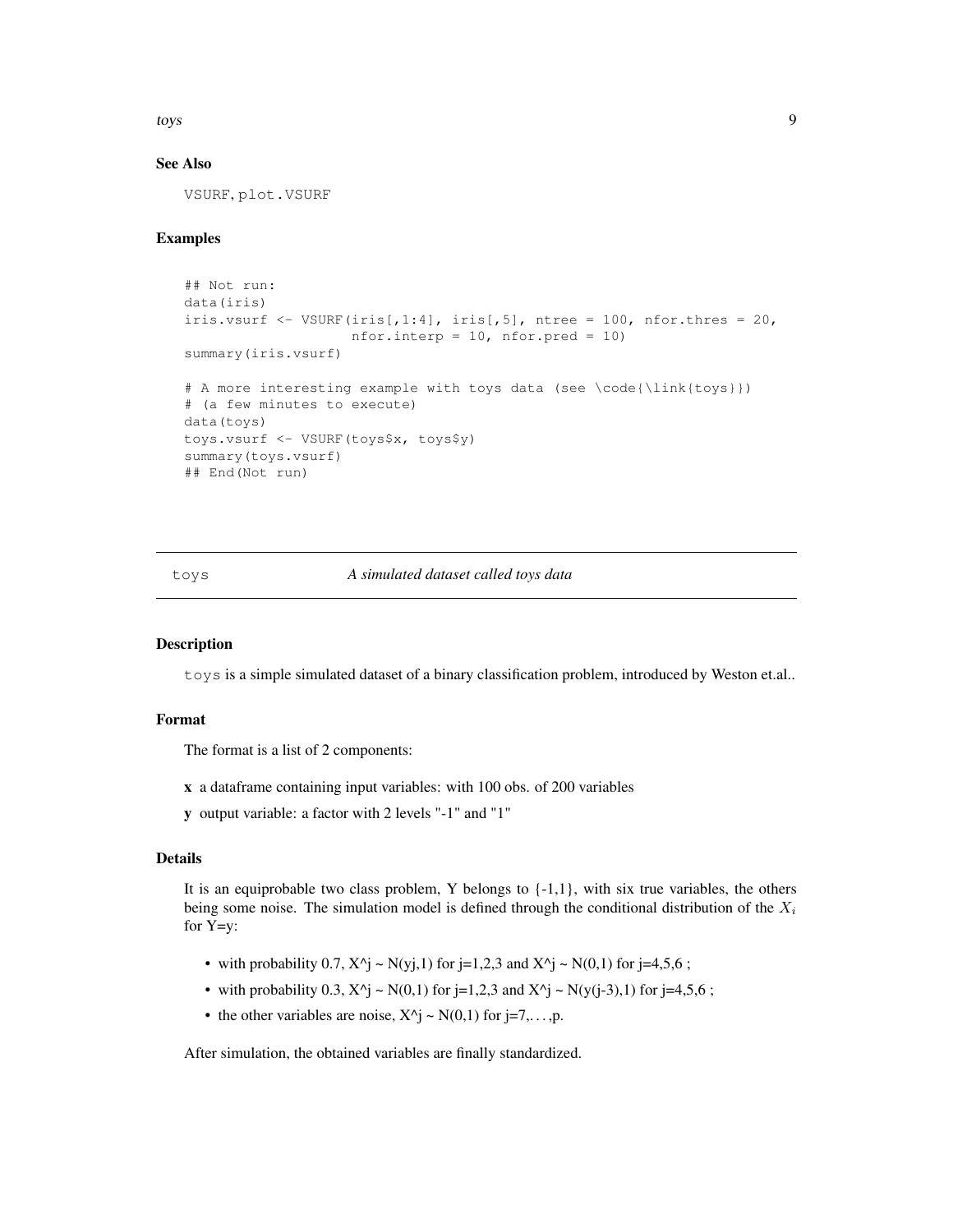## See Also

VSURF, plot.VSURF

## Examples

```
## Not run:
data(iris)
iris.vsurf <- VSURF(iris[,1:4], iris[,5], ntree = 100, nfor.thres = 20,
                    nfor.interp = 10, nfor.pred = 10)
summary(iris.vsurf)

# A more interesting example with toys data (see \code{\link{toys}})
# (a few minutes to execute)
data(toys)
toys.vsurf <- VSURF(toys$x, toys$y)
summary(toys.vsurf)
## End(Not run)
```

---

# toys — *A simulated dataset called toys data*

---

## Description

toys is a simple simulated dataset of a binary classification problem, introduced by Weston et.al..

## Format

The format is a list of 2 components:

**x** a dataframe containing input variables: with 100 obs. of 200 variables

**y** output variable: a factor with 2 levels "-1" and "1"

## Details

It is an equiprobable two class problem, Y belongs to {-1,1}, with six true variables, the others being some noise. The simulation model is defined through the conditional distribution of the $X_i$ for Y=y:

- with probability 0.7, X^j ~ N(yj,1) for j=1,2,3 and X^j ~ N(0,1) for j=4,5,6 ;
- with probability 0.3, X^j ~ N(0,1) for j=1,2,3 and X^j ~ N(y(j-3),1) for j=4,5,6 ;
- the other variables are noise, X^j ~ N(0,1) for j=7,...,p.

After simulation, the obtained variables are finally standardized.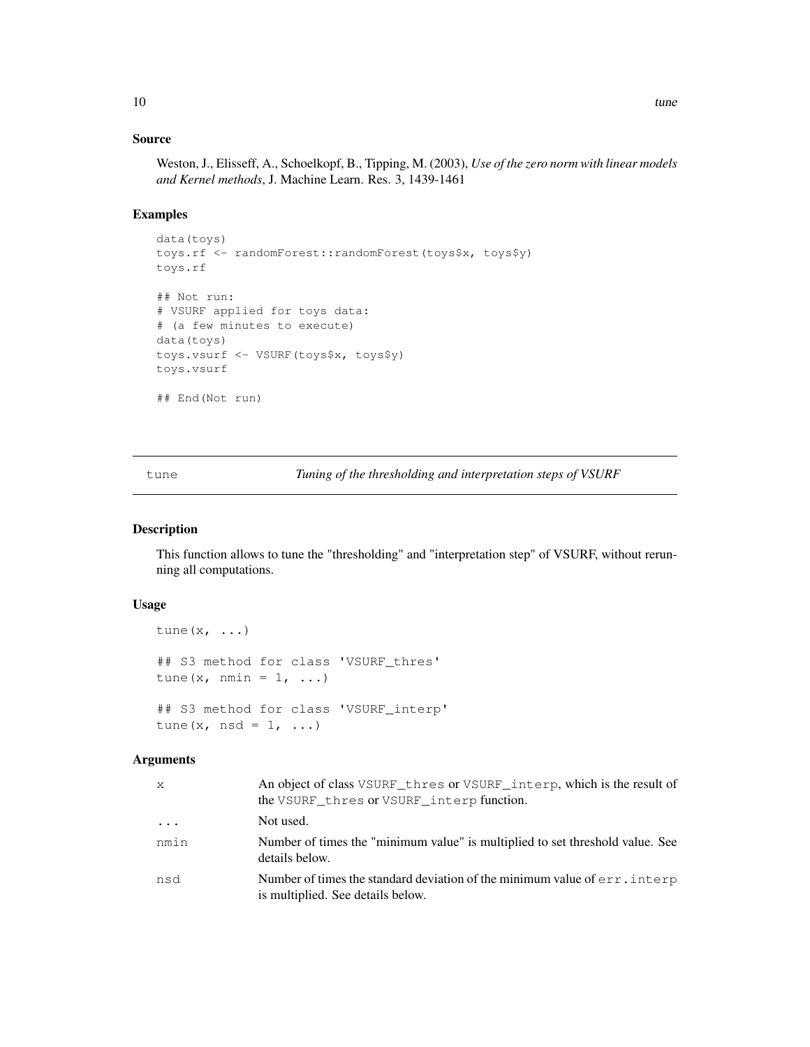### Source

Weston, J., Elisseff, A., Schoelkopf, B., Tipping, M. (2003), *Use of the zero norm with linear models and Kernel methods*, J. Machine Learn. Res. 3, 1439-1461

### Examples

```
data(toys)
toys.rf <- randomForest::randomForest(toys$x, toys$y)
toys.rf

## Not run:
# VSURF applied for toys data:
# (a few minutes to execute)
data(toys)
toys.vsurf <- VSURF(toys$x, toys$y)
toys.vsurf

## End(Not run)
```

---

## tune — *Tuning of the thresholding and interpretation steps of VSURF*

---

### Description

This function allows to tune the "thresholding" and "interpretation step" of VSURF, without rerunning all computations.

### Usage

```
tune(x, ...)

## S3 method for class 'VSURF_thres'
tune(x, nmin = 1, ...)

## S3 method for class 'VSURF_interp'
tune(x, nsd = 1, ...)
```

### Arguments

| | |
|---|---|
| `x` | An object of class `VSURF_thres` or `VSURF_interp`, which is the result of the `VSURF_thres` or `VSURF_interp` function. |
| `...` | Not used. |
| `nmin` | Number of times the "minimum value" is multiplied to set threshold value. See details below. |
| `nsd` | Number of times the standard deviation of the minimum value of `err.interp` is multiplied. See details below. |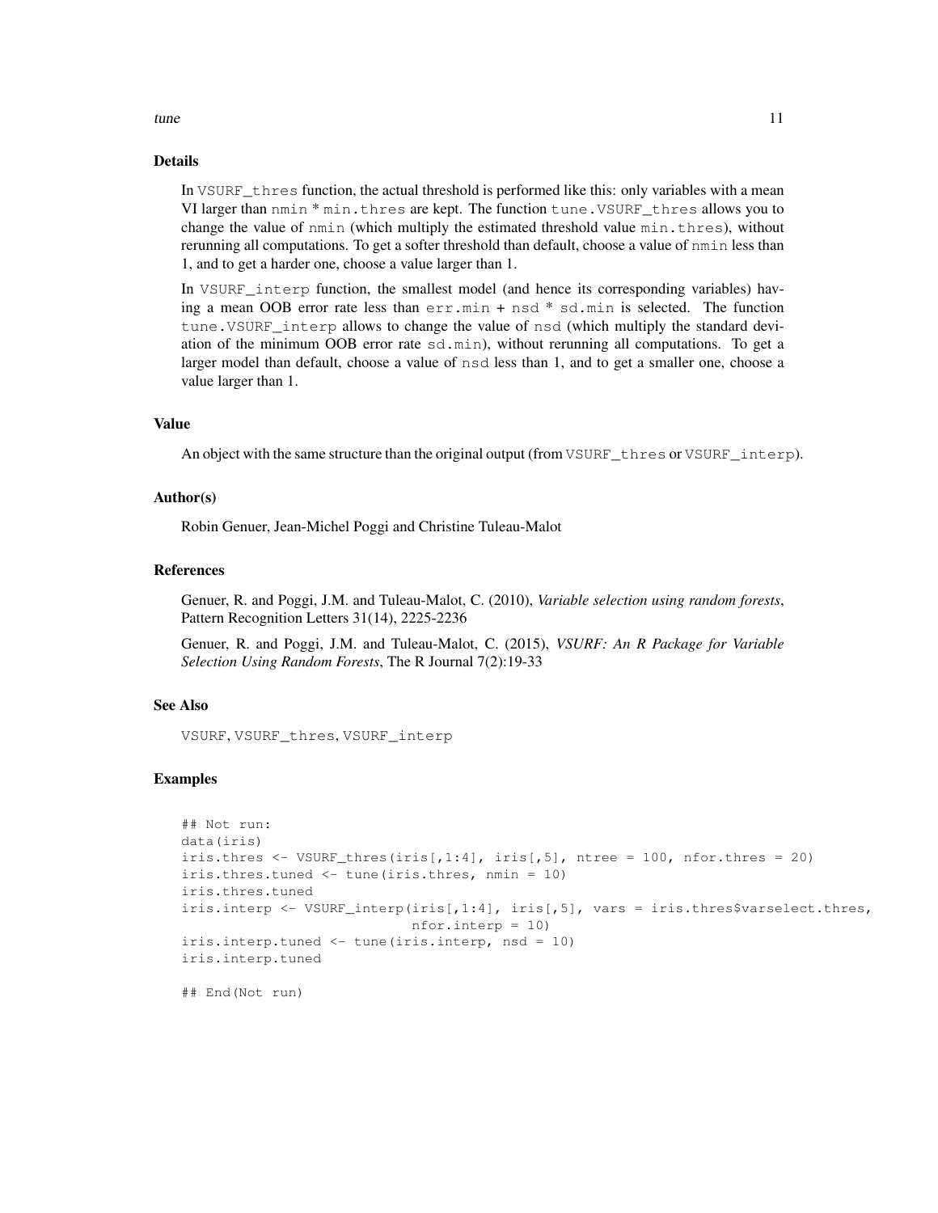## Details

In `VSURF_thres` function, the actual threshold is performed like this: only variables with a mean VI larger than `nmin` * `min.thres` are kept. The function `tune.VSURF_thres` allows you to change the value of `nmin` (which multiply the estimated threshold value `min.thres`), without rerunning all computations. To get a softer threshold than default, choose a value of `nmin` less than 1, and to get a harder one, choose a value larger than 1.

In `VSURF_interp` function, the smallest model (and hence its corresponding variables) having a mean OOB error rate less than `err.min` + `nsd` * `sd.min` is selected. The function `tune.VSURF_interp` allows to change the value of `nsd` (which multiply the standard deviation of the minimum OOB error rate `sd.min`), without rerunning all computations. To get a larger model than default, choose a value of `nsd` less than 1, and to get a smaller one, choose a value larger than 1.

## Value

An object with the same structure than the original output (from `VSURF_thres` or `VSURF_interp`).

## Author(s)

Robin Genuer, Jean-Michel Poggi and Christine Tuleau-Malot

## References

Genuer, R. and Poggi, J.M. and Tuleau-Malot, C. (2010), *Variable selection using random forests*, Pattern Recognition Letters 31(14), 2225-2236

Genuer, R. and Poggi, J.M. and Tuleau-Malot, C. (2015), *VSURF: An R Package for Variable Selection Using Random Forests*, The R Journal 7(2):19-33

## See Also

`VSURF`, `VSURF_thres`, `VSURF_interp`

## Examples

```
## Not run:
data(iris)
iris.thres <- VSURF_thres(iris[,1:4], iris[,5], ntree = 100, nfor.thres = 20)
iris.thres.tuned <- tune(iris.thres, nmin = 10)
iris.thres.tuned
iris.interp <- VSURF_interp(iris[,1:4], iris[,5], vars = iris.thres$varselect.thres,
                            nfor.interp = 10)
iris.interp.tuned <- tune(iris.interp, nsd = 10)
iris.interp.tuned

## End(Not run)
```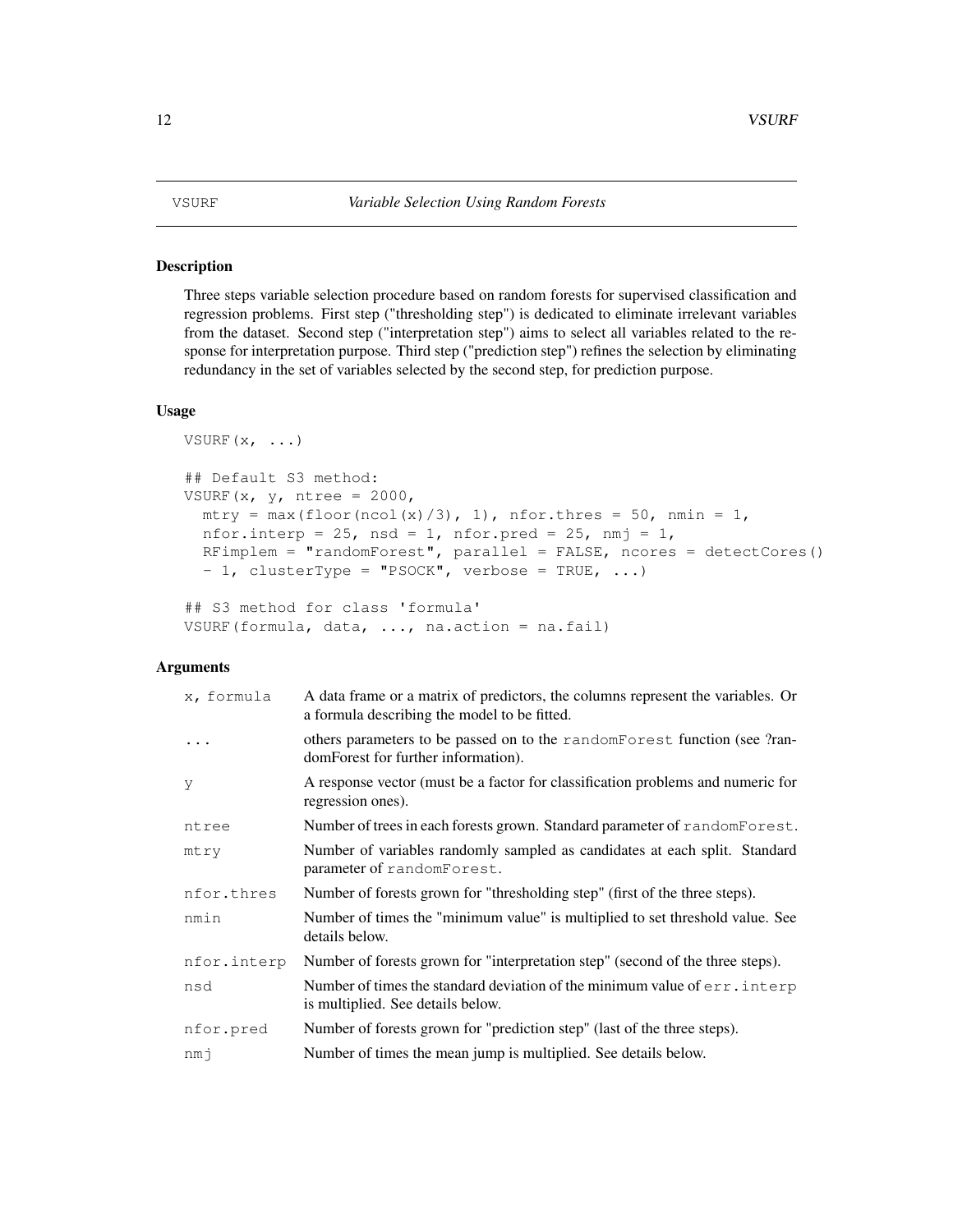# VSURF *Variable Selection Using Random Forests*

## Description

Three steps variable selection procedure based on random forests for supervised classification and regression problems. First step ("thresholding step") is dedicated to eliminate irrelevant variables from the dataset. Second step ("interpretation step") aims to select all variables related to the response for interpretation purpose. Third step ("prediction step") refines the selection by eliminating redundancy in the set of variables selected by the second step, for prediction purpose.

## Usage

```
VSURF(x, ...)

## Default S3 method:
VSURF(x, y, ntree = 2000,
  mtry = max(floor(ncol(x)/3), 1), nfor.thres = 50, nmin = 1,
  nfor.interp = 25, nsd = 1, nfor.pred = 25, nmj = 1,
  RFimplem = "randomForest", parallel = FALSE, ncores = detectCores()
  - 1, clusterType = "PSOCK", verbose = TRUE, ...)

## S3 method for class 'formula'
VSURF(formula, data, ..., na.action = na.fail)
```

## Arguments

| | |
|---|---|
| `x, formula` | A data frame or a matrix of predictors, the columns represent the variables. Or a formula describing the model to be fitted. |
| `...` | others parameters to be passed on to the `randomForest` function (see ?randomForest for further information). |
| `y` | A response vector (must be a factor for classification problems and numeric for regression ones). |
| `ntree` | Number of trees in each forests grown. Standard parameter of `randomForest`. |
| `mtry` | Number of variables randomly sampled as candidates at each split. Standard parameter of `randomForest`. |
| `nfor.thres` | Number of forests grown for "thresholding step" (first of the three steps). |
| `nmin` | Number of times the "minimum value" is multiplied to set threshold value. See details below. |
| `nfor.interp` | Number of forests grown for "interpretation step" (second of the three steps). |
| `nsd` | Number of times the standard deviation of the minimum value of `err.interp` is multiplied. See details below. |
| `nfor.pred` | Number of forests grown for "prediction step" (last of the three steps). |
| `nmj` | Number of times the mean jump is multiplied. See details below. |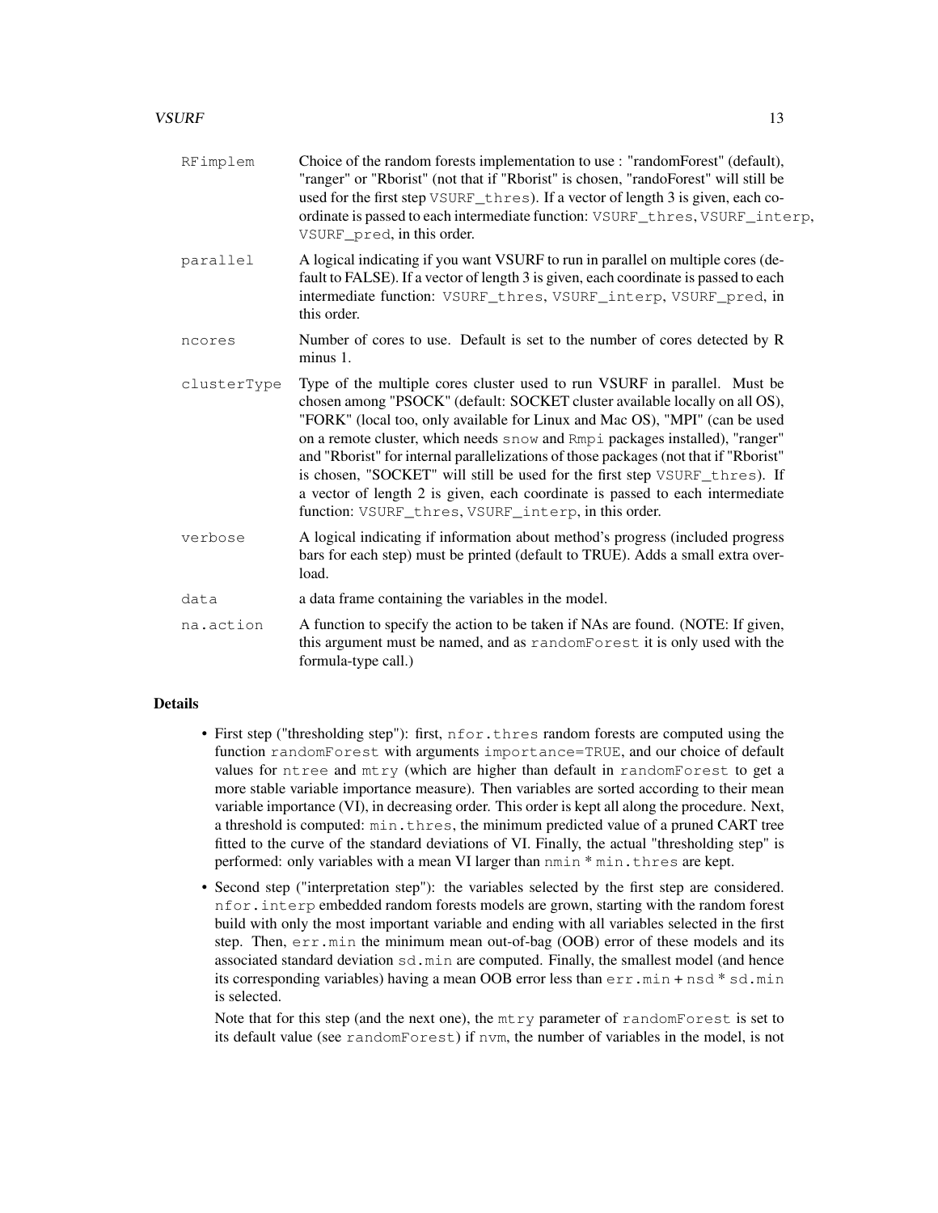RFimplem
: Choice of the random forests implementation to use : "randomForest" (default), "ranger" or "Rborist" (not that if "Rborist" is chosen, "randoForest" will still be used for the first step `VSURF_thres`). If a vector of length 3 is given, each coordinate is passed to each intermediate function: `VSURF_thres`, `VSURF_interp`, `VSURF_pred`, in this order.

parallel
: A logical indicating if you want VSURF to run in parallel on multiple cores (default to FALSE). If a vector of length 3 is given, each coordinate is passed to each intermediate function: `VSURF_thres`, `VSURF_interp`, `VSURF_pred`, in this order.

ncores
: Number of cores to use. Default is set to the number of cores detected by R minus 1.

clusterType
: Type of the multiple cores cluster used to run VSURF in parallel. Must be chosen among "PSOCK" (default: SOCKET cluster available locally on all OS), "FORK" (local too, only available for Linux and Mac OS), "MPI" (can be used on a remote cluster, which needs `snow` and `Rmpi` packages installed), "ranger" and "Rborist" for internal parallelizations of those packages (not that if "Rborist" is chosen, "SOCKET" will still be used for the first step `VSURF_thres`). If a vector of length 2 is given, each coordinate is passed to each intermediate function: `VSURF_thres`, `VSURF_interp`, in this order.

verbose
: A logical indicating if information about method's progress (included progress bars for each step) must be printed (default to TRUE). Adds a small extra overload.

data
: a data frame containing the variables in the model.

na.action
: A function to specify the action to be taken if NAs are found. (NOTE: If given, this argument must be named, and as `randomForest` it is only used with the formula-type call.)

## Details

- First step ("thresholding step"): first, `nfor.thres` random forests are computed using the function `randomForest` with arguments `importance=TRUE`, and our choice of default values for `ntree` and `mtry` (which are higher than default in `randomForest` to get a more stable variable importance measure). Then variables are sorted according to their mean variable importance (VI), in decreasing order. This order is kept all along the procedure. Next, a threshold is computed: `min.thres`, the minimum predicted value of a pruned CART tree fitted to the curve of the standard deviations of VI. Finally, the actual "thresholding step" is performed: only variables with a mean VI larger than `nmin` * `min.thres` are kept.
- Second step ("interpretation step"): the variables selected by the first step are considered. `nfor.interp` embedded random forests models are grown, starting with the random forest build with only the most important variable and ending with all variables selected in the first step. Then, `err.min` the minimum mean out-of-bag (OOB) error of these models and its associated standard deviation `sd.min` are computed. Finally, the smallest model (and hence its corresponding variables) having a mean OOB error less than `err.min` + `nsd` * `sd.min` is selected.

  Note that for this step (and the next one), the `mtry` parameter of `randomForest` is set to its default value (see `randomForest`) if `nvm`, the number of variables in the model, is not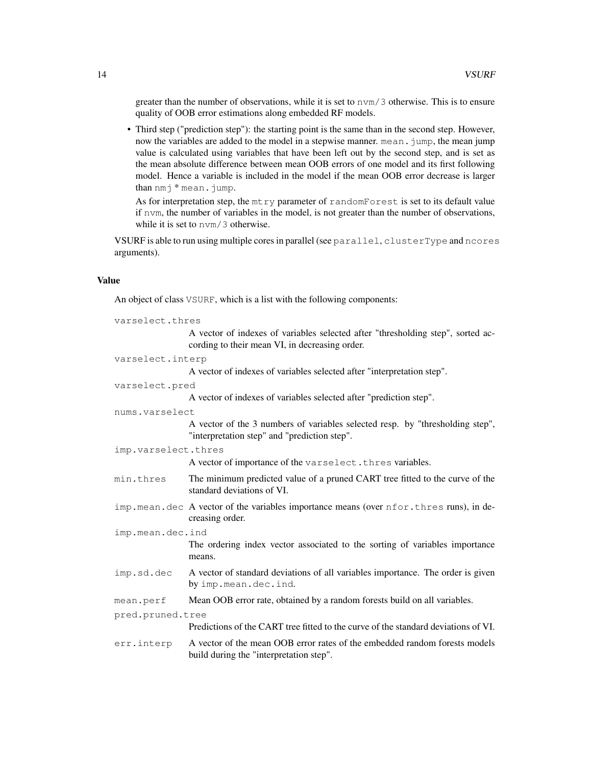greater than the number of observations, while it is set to `nvm/3` otherwise. This is to ensure quality of OOB error estimations along embedded RF models.

- Third step ("prediction step"): the starting point is the same than in the second step. However, now the variables are added to the model in a stepwise manner. `mean.jump`, the mean jump value is calculated using variables that have been left out by the second step, and is set as the mean absolute difference between mean OOB errors of one model and its first following model. Hence a variable is included in the model if the mean OOB error decrease is larger than `nmj` * `mean.jump`.

  As for interpretation step, the `mtry` parameter of `randomForest` is set to its default value if `nvm`, the number of variables in the model, is not greater than the number of observations, while it is set to `nvm/3` otherwise.

VSURF is able to run using multiple cores in parallel (see `parallel`, `clusterType` and `ncores` arguments).

### Value

An object of class `VSURF`, which is a list with the following components:

`varselect.thres`
: A vector of indexes of variables selected after "thresholding step", sorted according to their mean VI, in decreasing order.

`varselect.interp`
: A vector of indexes of variables selected after "interpretation step".

`varselect.pred`
: A vector of indexes of variables selected after "prediction step".

`nums.varselect`
: A vector of the 3 numbers of variables selected resp. by "thresholding step", "interpretation step" and "prediction step".

`imp.varselect.thres`
: A vector of importance of the `varselect.thres` variables.

`min.thres`
: The minimum predicted value of a pruned CART tree fitted to the curve of the standard deviations of VI.

`imp.mean.dec`
: A vector of the variables importance means (over `nfor.thres` runs), in decreasing order.

`imp.mean.dec.ind`
: The ordering index vector associated to the sorting of variables importance means.

`imp.sd.dec`
: A vector of standard deviations of all variables importance. The order is given by `imp.mean.dec.ind`.

`mean.perf`
: Mean OOB error rate, obtained by a random forests build on all variables.

`pred.pruned.tree`
: Predictions of the CART tree fitted to the curve of the standard deviations of VI.

`err.interp`
: A vector of the mean OOB error rates of the embedded random forests models build during the "interpretation step".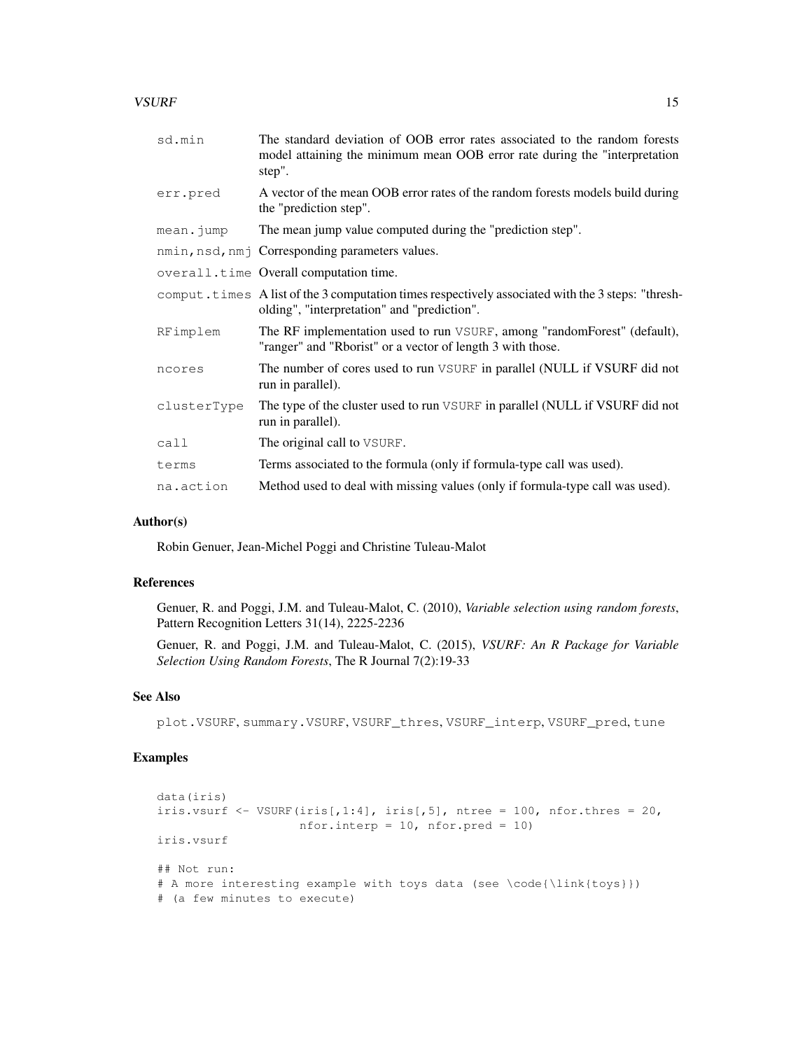| | |
|---|---|
| sd.min | The standard deviation of OOB error rates associated to the random forests model attaining the minimum mean OOB error rate during the "interpretation step". |
| err.pred | A vector of the mean OOB error rates of the random forests models build during the "prediction step". |
| mean.jump | The mean jump value computed during the "prediction step". |
| nmin,nsd,nmj | Corresponding parameters values. |
| overall.time | Overall computation time. |
| comput.times | A list of the 3 computation times respectively associated with the 3 steps: "thresholding", "interpretation" and "prediction". |
| RFimplem | The RF implementation used to run VSURF, among "randomForest" (default), "ranger" and "Rborist" or a vector of length 3 with those. |
| ncores | The number of cores used to run VSURF in parallel (NULL if VSURF did not run in parallel). |
| clusterType | The type of the cluster used to run VSURF in parallel (NULL if VSURF did not run in parallel). |
| call | The original call to VSURF. |
| terms | Terms associated to the formula (only if formula-type call was used). |
| na.action | Method used to deal with missing values (only if formula-type call was used). |

## Author(s)

Robin Genuer, Jean-Michel Poggi and Christine Tuleau-Malot

## References

Genuer, R. and Poggi, J.M. and Tuleau-Malot, C. (2010), *Variable selection using random forests*, Pattern Recognition Letters 31(14), 2225-2236

Genuer, R. and Poggi, J.M. and Tuleau-Malot, C. (2015), *VSURF: An R Package for Variable Selection Using Random Forests*, The R Journal 7(2):19-33

## See Also

plot.VSURF, summary.VSURF, VSURF_thres, VSURF_interp, VSURF_pred, tune

## Examples

```
data(iris)
iris.vsurf <- VSURF(iris[,1:4], iris[,5], ntree = 100, nfor.thres = 20,
                    nfor.interp = 10, nfor.pred = 10)
iris.vsurf

## Not run:
# A more interesting example with toys data (see \code{\link{toys}})
# (a few minutes to execute)
```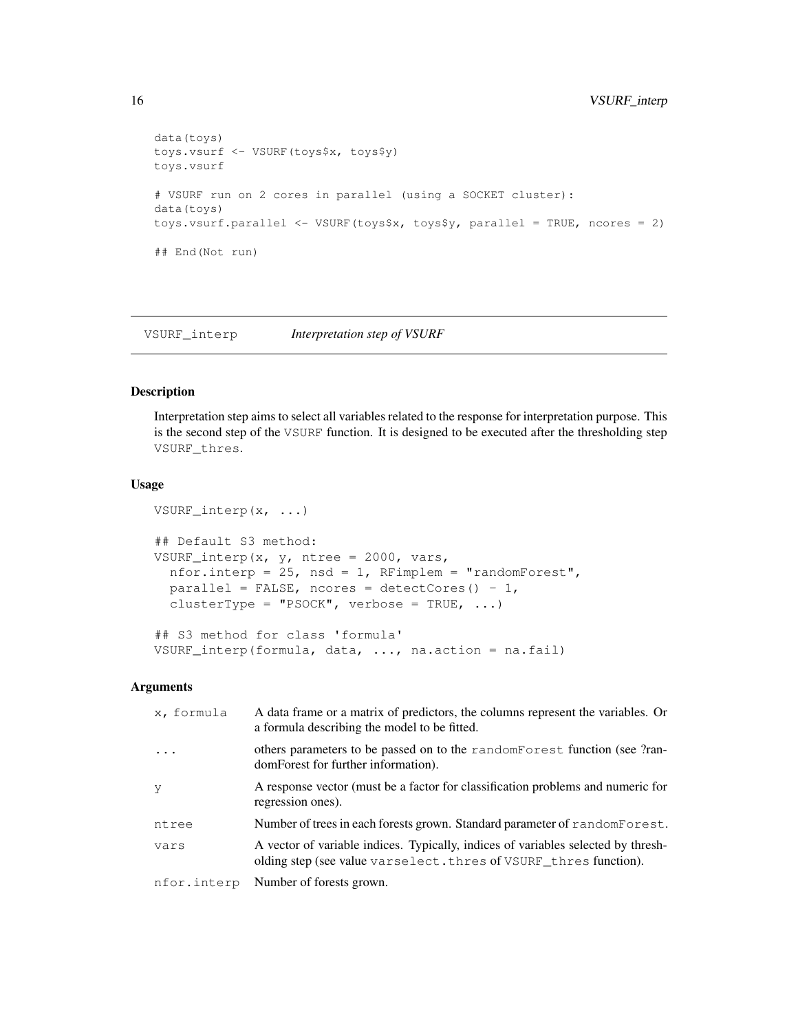```
data(toys)
toys.vsurf <- VSURF(toys$x, toys$y)
toys.vsurf

# VSURF run on 2 cores in parallel (using a SOCKET cluster):
data(toys)
toys.vsurf.parallel <- VSURF(toys$x, toys$y, parallel = TRUE, ncores = 2)

## End(Not run)
```

---

## VSURF_interp — *Interpretation step of VSURF*

### Description

Interpretation step aims to select all variables related to the response for interpretation purpose. This is the second step of the `VSURF` function. It is designed to be executed after the thresholding step `VSURF_thres`.

### Usage

```
VSURF_interp(x, ...)

## Default S3 method:
VSURF_interp(x, y, ntree = 2000, vars,
  nfor.interp = 25, nsd = 1, RFimplem = "randomForest",
  parallel = FALSE, ncores = detectCores() - 1,
  clusterType = "PSOCK", verbose = TRUE, ...)

## S3 method for class 'formula'
VSURF_interp(formula, data, ..., na.action = na.fail)
```

### Arguments

| | |
|---|---|
| `x, formula` | A data frame or a matrix of predictors, the columns represent the variables. Or a formula describing the model to be fitted. |
| `...` | others parameters to be passed on to the `randomForest` function (see ?randomForest for further information). |
| `y` | A response vector (must be a factor for classification problems and numeric for regression ones). |
| `ntree` | Number of trees in each forests grown. Standard parameter of `randomForest`. |
| `vars` | A vector of variable indices. Typically, indices of variables selected by thresholding step (see value `varselect.thres` of `VSURF_thres` function). |
| `nfor.interp` | Number of forests grown. |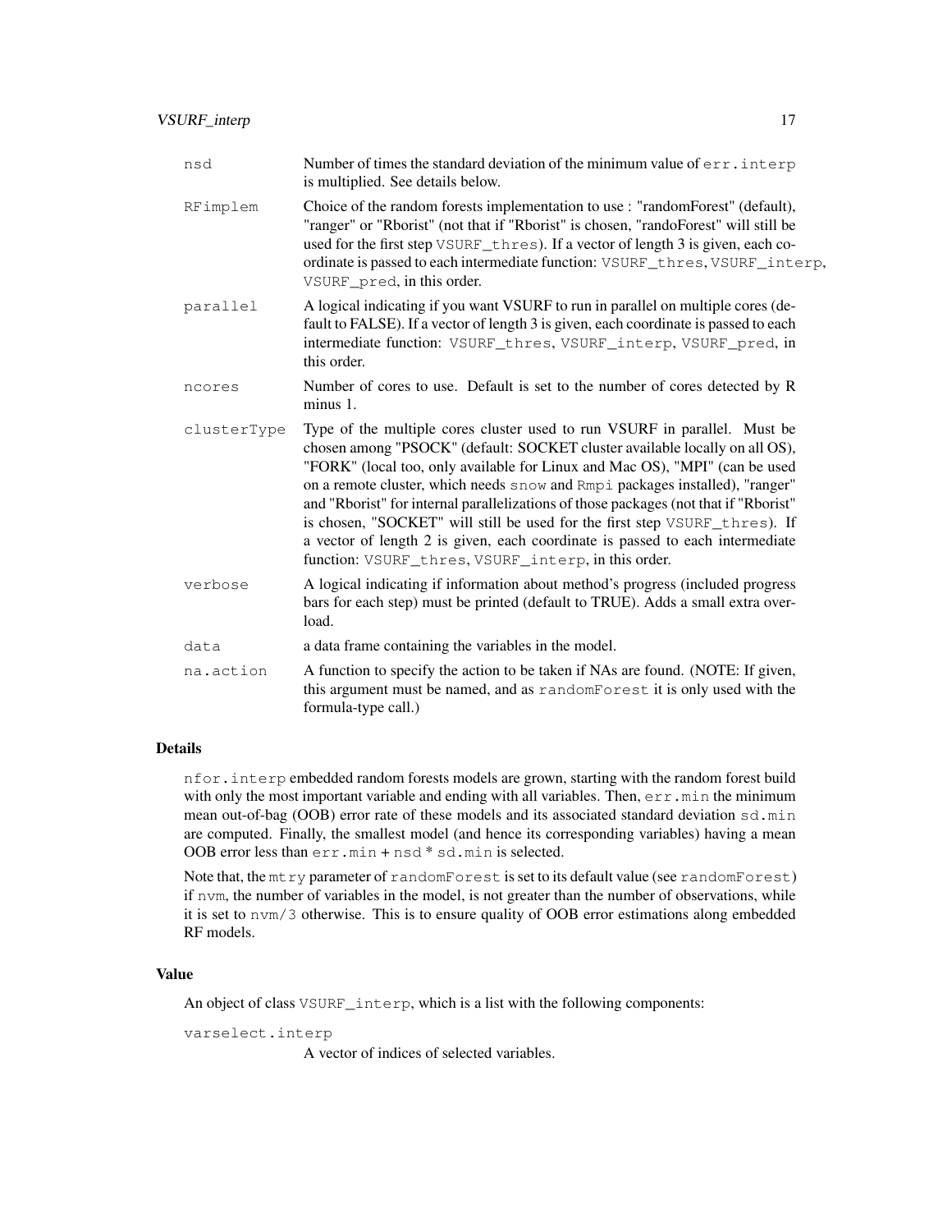| | |
|---|---|
| `nsd` | Number of times the standard deviation of the minimum value of `err.interp` is multiplied. See details below. |
| `RFimplem` | Choice of the random forests implementation to use : "randomForest" (default), "ranger" or "Rborist" (not that if "Rborist" is chosen, "randoForest" will still be used for the first step `VSURF_thres`). If a vector of length 3 is given, each coordinate is passed to each intermediate function: `VSURF_thres`, `VSURF_interp`, `VSURF_pred`, in this order. |
| `parallel` | A logical indicating if you want VSURF to run in parallel on multiple cores (default to FALSE). If a vector of length 3 is given, each coordinate is passed to each intermediate function: `VSURF_thres`, `VSURF_interp`, `VSURF_pred`, in this order. |
| `ncores` | Number of cores to use. Default is set to the number of cores detected by R minus 1. |
| `clusterType` | Type of the multiple cores cluster used to run VSURF in parallel. Must be chosen among "PSOCK" (default: SOCKET cluster available locally on all OS), "FORK" (local too, only available for Linux and Mac OS), "MPI" (can be used on a remote cluster, which needs `snow` and `Rmpi` packages installed), "ranger" and "Rborist" for internal parallelizations of those packages (not that if "Rborist" is chosen, "SOCKET" will still be used for the first step `VSURF_thres`). If a vector of length 2 is given, each coordinate is passed to each intermediate function: `VSURF_thres`, `VSURF_interp`, in this order. |
| `verbose` | A logical indicating if information about method's progress (included progress bars for each step) must be printed (default to TRUE). Adds a small extra overload. |
| `data` | a data frame containing the variables in the model. |
| `na.action` | A function to specify the action to be taken if NAs are found. (NOTE: If given, this argument must be named, and as `randomForest` it is only used with the formula-type call.) |

## Details

`nfor.interp` embedded random forests models are grown, starting with the random forest build with only the most important variable and ending with all variables. Then, `err.min` the minimum mean out-of-bag (OOB) error rate of these models and its associated standard deviation `sd.min` are computed. Finally, the smallest model (and hence its corresponding variables) having a mean OOB error less than `err.min` + `nsd` * `sd.min` is selected.

Note that, the `mtry` parameter of `randomForest` is set to its default value (see `randomForest`) if `nvm`, the number of variables in the model, is not greater than the number of observations, while it is set to `nvm/3` otherwise. This is to ensure quality of OOB error estimations along embedded RF models.

## Value

An object of class `VSURF_interp`, which is a list with the following components:

`varselect.interp`
: A vector of indices of selected variables.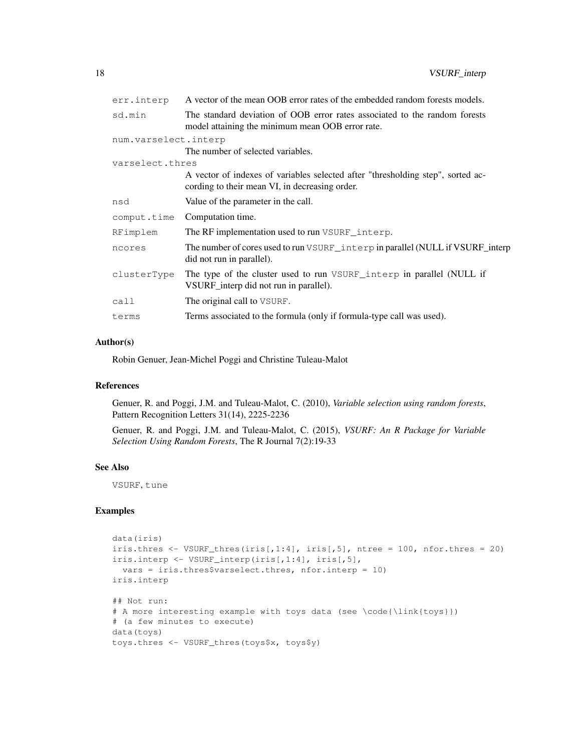| | |
|---|---|
| `err.interp` | A vector of the mean OOB error rates of the embedded random forests models. |
| `sd.min` | The standard deviation of OOB error rates associated to the random forests model attaining the minimum mean OOB error rate. |
| `num.varselect.interp` | The number of selected variables. |
| `varselect.thres` | A vector of indexes of variables selected after "thresholding step", sorted according to their mean VI, in decreasing order. |
| `nsd` | Value of the parameter in the call. |
| `comput.time` | Computation time. |
| `RFimplem` | The RF implementation used to run `VSURF_interp`. |
| `ncores` | The number of cores used to run `VSURF_interp` in parallel (NULL if VSURF_interp did not run in parallel). |
| `clusterType` | The type of the cluster used to run `VSURF_interp` in parallel (NULL if VSURF_interp did not run in parallel). |
| `call` | The original call to `VSURF`. |
| `terms` | Terms associated to the formula (only if formula-type call was used). |

### Author(s)

Robin Genuer, Jean-Michel Poggi and Christine Tuleau-Malot

### References

Genuer, R. and Poggi, J.M. and Tuleau-Malot, C. (2010), *Variable selection using random forests*, Pattern Recognition Letters 31(14), 2225-2236

Genuer, R. and Poggi, J.M. and Tuleau-Malot, C. (2015), *VSURF: An R Package for Variable Selection Using Random Forests*, The R Journal 7(2):19-33

### See Also

`VSURF`, `tune`

### Examples

```
data(iris)
iris.thres <- VSURF_thres(iris[,1:4], iris[,5], ntree = 100, nfor.thres = 20)
iris.interp <- VSURF_interp(iris[,1:4], iris[,5],
  vars = iris.thres$varselect.thres, nfor.interp = 10)
iris.interp

## Not run:
# A more interesting example with toys data (see \code{\link{toys}})
# (a few minutes to execute)
data(toys)
toys.thres <- VSURF_thres(toys$x, toys$y)
```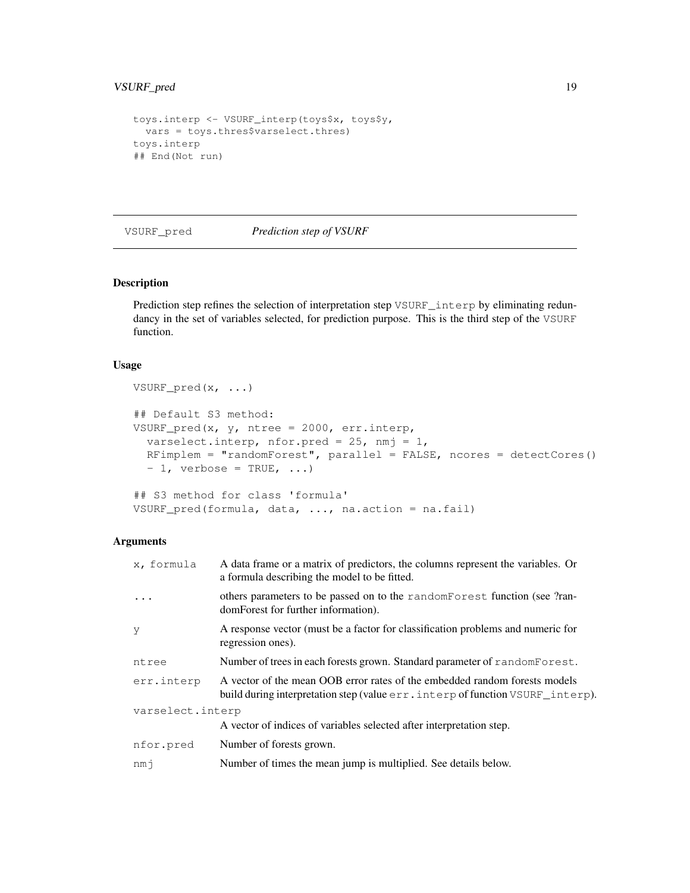```
toys.interp <- VSURF_interp(toys$x, toys$y,
  vars = toys.thres$varselect.thres)
toys.interp
## End(Not run)
```

## VSURF_pred — *Prediction step of VSURF*

### Description

Prediction step refines the selection of interpretation step VSURF_interp by eliminating redundancy in the set of variables selected, for prediction purpose. This is the third step of the VSURF function.

### Usage

```
VSURF_pred(x, ...)

## Default S3 method:
VSURF_pred(x, y, ntree = 2000, err.interp,
  varselect.interp, nfor.pred = 25, nmj = 1,
  RFimplem = "randomForest", parallel = FALSE, ncores = detectCores()
  - 1, verbose = TRUE, ...)

## S3 method for class 'formula'
VSURF_pred(formula, data, ..., na.action = na.fail)
```

### Arguments

| | |
|---|---|
| x, formula | A data frame or a matrix of predictors, the columns represent the variables. Or a formula describing the model to be fitted. |
| ... | others parameters to be passed on to the randomForest function (see ?randomForest for further information). |
| y | A response vector (must be a factor for classification problems and numeric for regression ones). |
| ntree | Number of trees in each forests grown. Standard parameter of randomForest. |
| err.interp | A vector of the mean OOB error rates of the embedded random forests models build during interpretation step (value err.interp of function VSURF_interp). |
| varselect.interp | A vector of indices of variables selected after interpretation step. |
| nfor.pred | Number of forests grown. |
| nmj | Number of times the mean jump is multiplied. See details below. |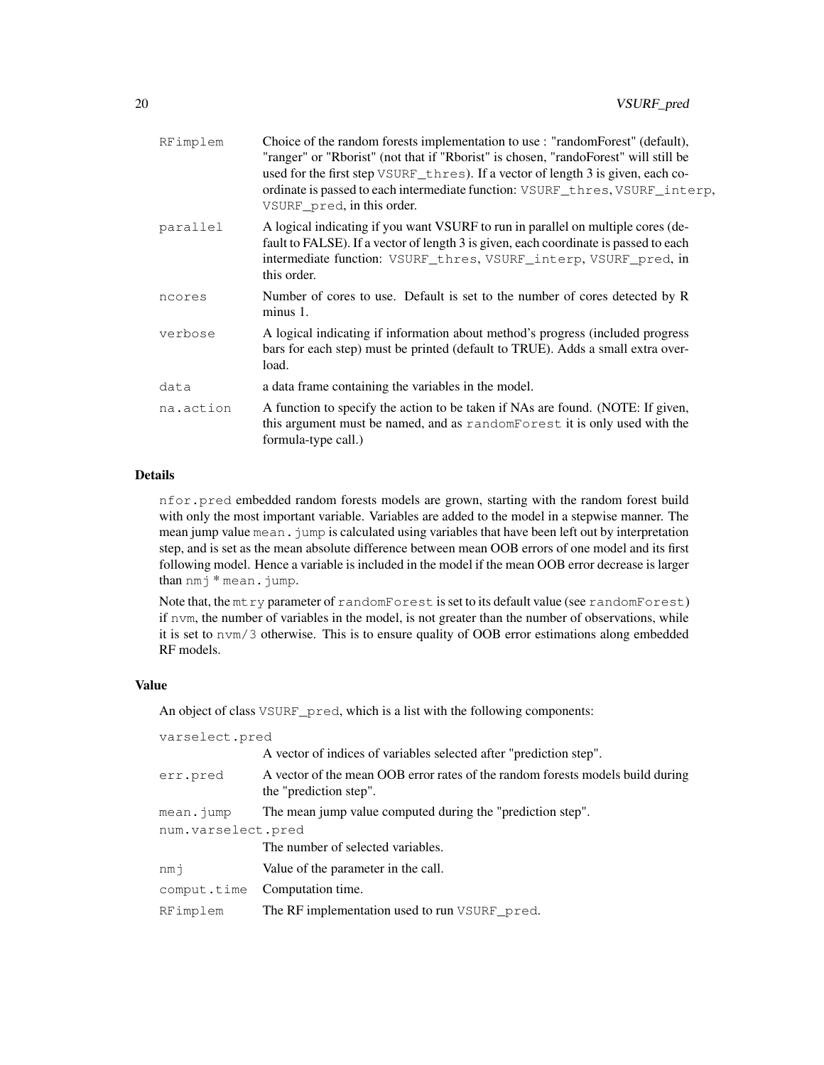| | |
|---|---|
| RFimplem | Choice of the random forests implementation to use : "randomForest" (default), "ranger" or "Rborist" (not that if "Rborist" is chosen, "randoForest" will still be used for the first step VSURF_thres). If a vector of length 3 is given, each coordinate is passed to each intermediate function: VSURF_thres, VSURF_interp, VSURF_pred, in this order. |
| parallel | A logical indicating if you want VSURF to run in parallel on multiple cores (default to FALSE). If a vector of length 3 is given, each coordinate is passed to each intermediate function: VSURF_thres, VSURF_interp, VSURF_pred, in this order. |
| ncores | Number of cores to use. Default is set to the number of cores detected by R minus 1. |
| verbose | A logical indicating if information about method's progress (included progress bars for each step) must be printed (default to TRUE). Adds a small extra overload. |
| data | a data frame containing the variables in the model. |
| na.action | A function to specify the action to be taken if NAs are found. (NOTE: If given, this argument must be named, and as randomForest it is only used with the formula-type call.) |

### Details

nfor.pred embedded random forests models are grown, starting with the random forest build with only the most important variable. Variables are added to the model in a stepwise manner. The mean jump value mean.jump is calculated using variables that have been left out by interpretation step, and is set as the mean absolute difference between mean OOB errors of one model and its first following model. Hence a variable is included in the model if the mean OOB error decrease is larger than nmj * mean.jump.

Note that, the mtry parameter of randomForest is set to its default value (see randomForest) if nvm, the number of variables in the model, is not greater than the number of observations, while it is set to nvm/3 otherwise. This is to ensure quality of OOB error estimations along embedded RF models.

### Value

An object of class VSURF_pred, which is a list with the following components:

| | |
|---|---|
| varselect.pred | A vector of indices of variables selected after "prediction step". |
| err.pred | A vector of the mean OOB error rates of the random forests models build during the "prediction step". |
| mean.jump | The mean jump value computed during the "prediction step". |
| num.varselect.pred | The number of selected variables. |
| nmj | Value of the parameter in the call. |
| comput.time | Computation time. |
| RFimplem | The RF implementation used to run VSURF_pred. |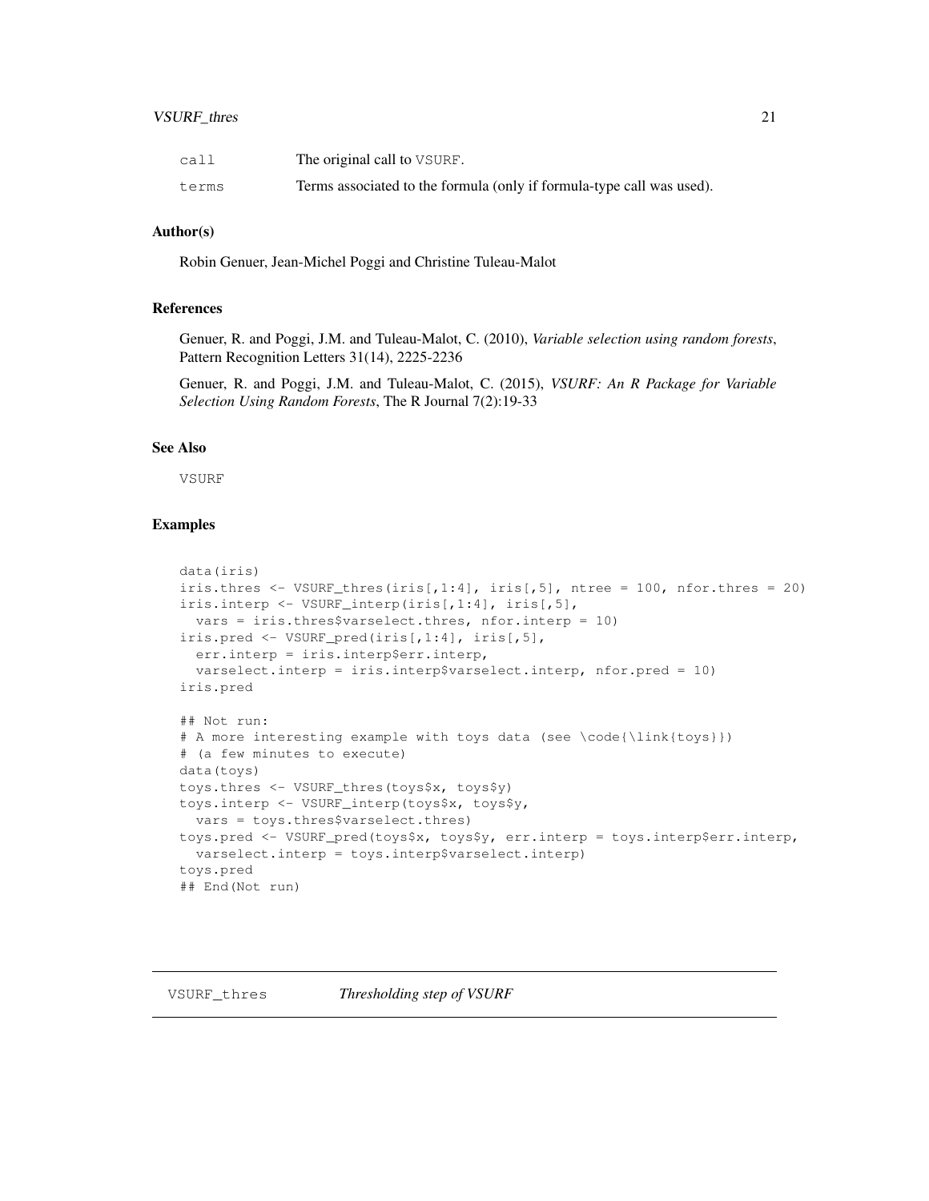| | |
|---|---|
| call | The original call to VSURF. |
| terms | Terms associated to the formula (only if formula-type call was used). |

### Author(s)

Robin Genuer, Jean-Michel Poggi and Christine Tuleau-Malot

### References

Genuer, R. and Poggi, J.M. and Tuleau-Malot, C. (2010), *Variable selection using random forests*, Pattern Recognition Letters 31(14), 2225-2236

Genuer, R. and Poggi, J.M. and Tuleau-Malot, C. (2015), *VSURF: An R Package for Variable Selection Using Random Forests*, The R Journal 7(2):19-33

### See Also

VSURF

### Examples

```
data(iris)
iris.thres <- VSURF_thres(iris[,1:4], iris[,5], ntree = 100, nfor.thres = 20)
iris.interp <- VSURF_interp(iris[,1:4], iris[,5],
  vars = iris.thres$varselect.thres, nfor.interp = 10)
iris.pred <- VSURF_pred(iris[,1:4], iris[,5],
  err.interp = iris.interp$err.interp,
  varselect.interp = iris.interp$varselect.interp, nfor.pred = 10)
iris.pred

## Not run:
# A more interesting example with toys data (see \code{\link{toys}})
# (a few minutes to execute)
data(toys)
toys.thres <- VSURF_thres(toys$x, toys$y)
toys.interp <- VSURF_interp(toys$x, toys$y,
  vars = toys.thres$varselect.thres)
toys.pred <- VSURF_pred(toys$x, toys$y, err.interp = toys.interp$err.interp,
  varselect.interp = toys.interp$varselect.interp)
toys.pred
## End(Not run)
```

## VSURF_thres *Thresholding step of VSURF*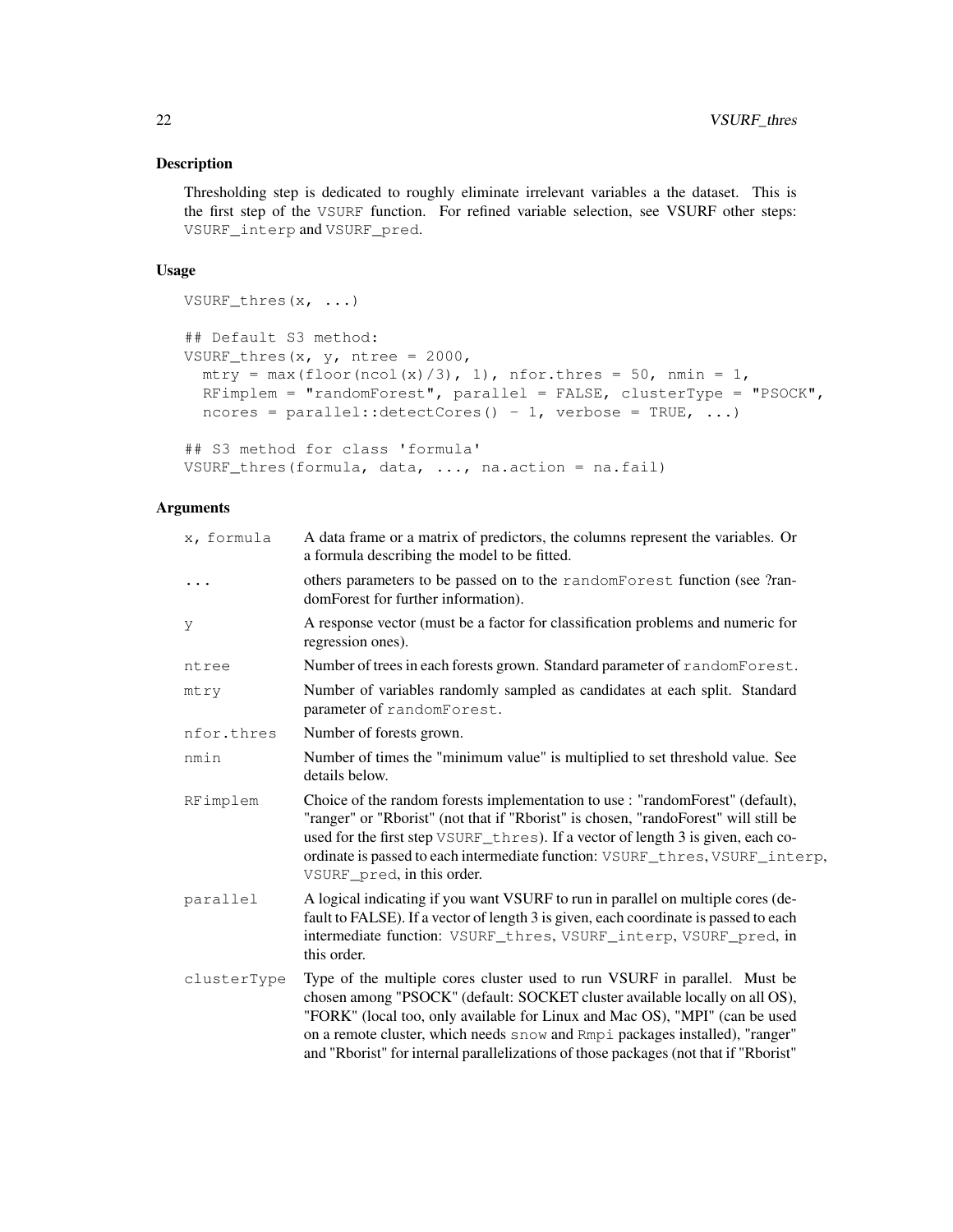## Description

Thresholding step is dedicated to roughly eliminate irrelevant variables a the dataset. This is the first step of the VSURF function. For refined variable selection, see VSURF other steps: VSURF_interp and VSURF_pred.

## Usage

```
VSURF_thres(x, ...)

## Default S3 method:
VSURF_thres(x, y, ntree = 2000,
  mtry = max(floor(ncol(x)/3), 1), nfor.thres = 50, nmin = 1,
  RFimplem = "randomForest", parallel = FALSE, clusterType = "PSOCK",
  ncores = parallel::detectCores() - 1, verbose = TRUE, ...)

## S3 method for class 'formula'
VSURF_thres(formula, data, ..., na.action = na.fail)
```

## Arguments

| | |
|---|---|
| x, formula | A data frame or a matrix of predictors, the columns represent the variables. Or a formula describing the model to be fitted. |
| ... | others parameters to be passed on to the randomForest function (see ?randomForest for further information). |
| y | A response vector (must be a factor for classification problems and numeric for regression ones). |
| ntree | Number of trees in each forests grown. Standard parameter of randomForest. |
| mtry | Number of variables randomly sampled as candidates at each split. Standard parameter of randomForest. |
| nfor.thres | Number of forests grown. |
| nmin | Number of times the "minimum value" is multiplied to set threshold value. See details below. |
| RFimplem | Choice of the random forests implementation to use : "randomForest" (default), "ranger" or "Rborist" (not that if "Rborist" is chosen, "randoForest" will still be used for the first step VSURF_thres). If a vector of length 3 is given, each coordinate is passed to each intermediate function: VSURF_thres, VSURF_interp, VSURF_pred, in this order. |
| parallel | A logical indicating if you want VSURF to run in parallel on multiple cores (default to FALSE). If a vector of length 3 is given, each coordinate is passed to each intermediate function: VSURF_thres, VSURF_interp, VSURF_pred, in this order. |
| clusterType | Type of the multiple cores cluster used to run VSURF in parallel. Must be chosen among "PSOCK" (default: SOCKET cluster available locally on all OS), "FORK" (local too, only available for Linux and Mac OS), "MPI" (can be used on a remote cluster, which needs snow and Rmpi packages installed), "ranger" and "Rborist" for internal parallelizations of those packages (not that if "Rborist" |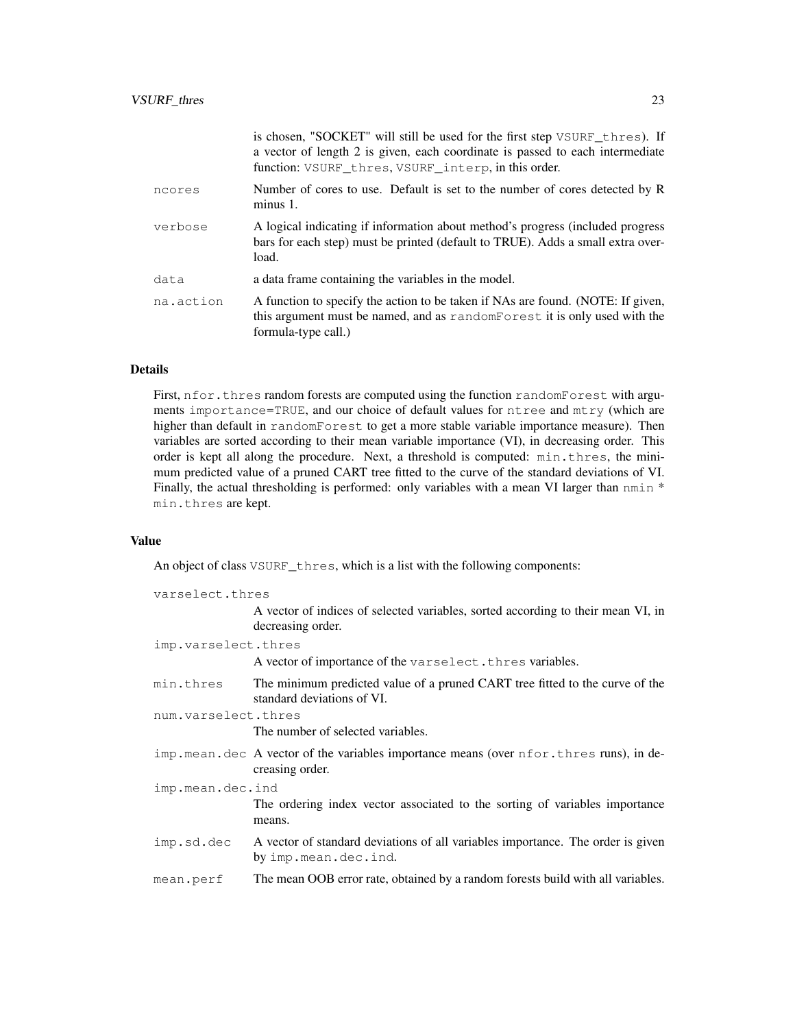is chosen, "SOCKET" will still be used for the first step `VSURF_thres`). If a vector of length 2 is given, each coordinate is passed to each intermediate function: `VSURF_thres`, `VSURF_interp`, in this order.

`ncores`
: Number of cores to use. Default is set to the number of cores detected by R minus 1.

`verbose`
: A logical indicating if information about method's progress (included progress bars for each step) must be printed (default to TRUE). Adds a small extra overload.

`data`
: a data frame containing the variables in the model.

`na.action`
: A function to specify the action to be taken if NAs are found. (NOTE: If given, this argument must be named, and as `randomForest` it is only used with the formula-type call.)

## Details

First, `nfor.thres` random forests are computed using the function `randomForest` with arguments `importance=TRUE`, and our choice of default values for `ntree` and `mtry` (which are higher than default in `randomForest` to get a more stable variable importance measure). Then variables are sorted according to their mean variable importance (VI), in decreasing order. This order is kept all along the procedure. Next, a threshold is computed: `min.thres`, the minimum predicted value of a pruned CART tree fitted to the curve of the standard deviations of VI. Finally, the actual thresholding is performed: only variables with a mean VI larger than `nmin` * `min.thres` are kept.

## Value

An object of class `VSURF_thres`, which is a list with the following components:

`varselect.thres`
: A vector of indices of selected variables, sorted according to their mean VI, in decreasing order.

`imp.varselect.thres`
: A vector of importance of the `varselect.thres` variables.

`min.thres`
: The minimum predicted value of a pruned CART tree fitted to the curve of the standard deviations of VI.

`num.varselect.thres`
: The number of selected variables.

`imp.mean.dec`
: A vector of the variables importance means (over `nfor.thres` runs), in decreasing order.

`imp.mean.dec.ind`
: The ordering index vector associated to the sorting of variables importance means.

`imp.sd.dec`
: A vector of standard deviations of all variables importance. The order is given by `imp.mean.dec.ind`.

`mean.perf`
: The mean OOB error rate, obtained by a random forests build with all variables.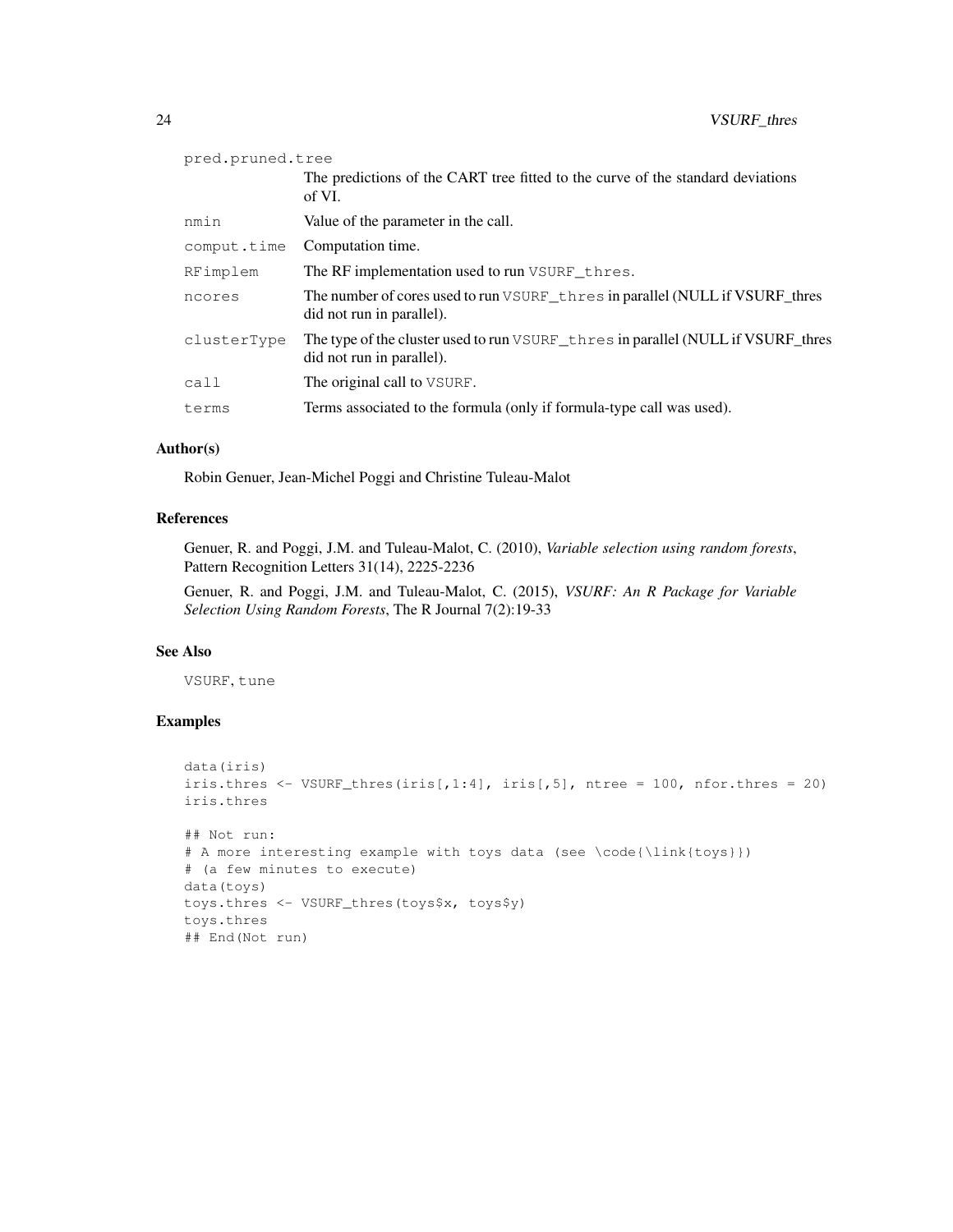pred.pruned.tree
The predictions of the CART tree fitted to the curve of the standard deviations of VI.

| | |
|---|---|
| nmin | Value of the parameter in the call. |
| comput.time | Computation time. |
| RFimplem | The RF implementation used to run `VSURF_thres`. |
| ncores | The number of cores used to run `VSURF_thres` in parallel (NULL if VSURF_thres did not run in parallel). |
| clusterType | The type of the cluster used to run `VSURF_thres` in parallel (NULL if VSURF_thres did not run in parallel). |
| call | The original call to `VSURF`. |
| terms | Terms associated to the formula (only if formula-type call was used). |

## Author(s)

Robin Genuer, Jean-Michel Poggi and Christine Tuleau-Malot

## References

Genuer, R. and Poggi, J.M. and Tuleau-Malot, C. (2010), *Variable selection using random forests*, Pattern Recognition Letters 31(14), 2225-2236

Genuer, R. and Poggi, J.M. and Tuleau-Malot, C. (2015), *VSURF: An R Package for Variable Selection Using Random Forests*, The R Journal 7(2):19-33

## See Also

`VSURF`, `tune`

## Examples

```
data(iris)
iris.thres <- VSURF_thres(iris[,1:4], iris[,5], ntree = 100, nfor.thres = 20)
iris.thres

## Not run:
# A more interesting example with toys data (see \code{\link{toys}})
# (a few minutes to execute)
data(toys)
toys.thres <- VSURF_thres(toys$x, toys$y)
toys.thres
## End(Not run)
```